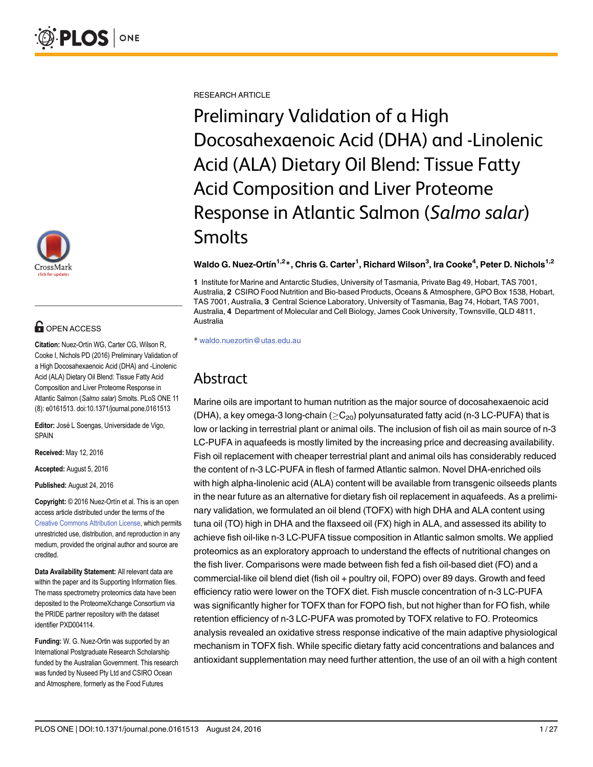RESEARCH ARTICLE

# Preliminary Validation of a High Docosahexaenoic Acid (DHA) and -Linolenic Acid (ALA) Dietary Oil Blend: Tissue Fatty Acid Composition and Liver Proteome Response in Atlantic Salmon (*Salmo salar*) Smolts

**Waldo G. Nuez-Ortín[1,2]*, Chris G. Carter[1], Richard Wilson[3], Ira Cooke[4], Peter D. Nichols[1,2]**

1 Institute for Marine and Antarctic Studies, University of Tasmania, Private Bag 49, Hobart, TAS 7001, Australia, 2 CSIRO Food Nutrition and Bio-based Products, Oceans & Atmosphere, GPO Box 1538, Hobart, TAS 7001, Australia, 3 Central Science Laboratory, University of Tasmania, Bag 74, Hobart, TAS 7001, Australia, 4 Department of Molecular and Cell Biology, James Cook University, Townsville, QLD 4811, Australia

* waldo.nuezortin@utas.edu.au

OPEN ACCESS

**Citation:** Nuez-Ortín WG, Carter CG, Wilson R, Cooke I, Nichols PD (2016) Preliminary Validation of a High Docosahexaenoic Acid (DHA) and -Linolenic Acid (ALA) Dietary Oil Blend: Tissue Fatty Acid Composition and Liver Proteome Response in Atlantic Salmon (*Salmo salar*) Smolts. PLoS ONE 11 (8): e0161513. doi:10.1371/journal.pone.0161513

**Editor:** José L Soengas, Universidade de Vigo, SPAIN

**Received:** May 12, 2016

**Accepted:** August 5, 2016

**Published:** August 24, 2016

**Copyright:** © 2016 Nuez-Ortín et al. This is an open access article distributed under the terms of the Creative Commons Attribution License, which permits unrestricted use, distribution, and reproduction in any medium, provided the original author and source are credited.

**Data Availability Statement:** All relevant data are within the paper and its Supporting Information files. The mass spectrometry proteomics data have been deposited to the ProteomeXchange Consortium via the PRIDE partner repository with the dataset identifier PXD004114.

**Funding:** W. G. Nuez-Ortin was supported by an International Postgraduate Research Scholarship funded by the Australian Government. This research was funded by Nuseed Pty Ltd and CSIRO Ocean and Atmosphere, formerly as the Food Futures

## Abstract

Marine oils are important to human nutrition as the major source of docosahexaenoic acid (DHA), a key omega-3 long-chain ($\geq C_{20}$) polyunsaturated fatty acid (n-3 LC-PUFA) that is low or lacking in terrestrial plant or animal oils. The inclusion of fish oil as main source of n-3 LC-PUFA in aquafeeds is mostly limited by the increasing price and decreasing availability. Fish oil replacement with cheaper terrestrial plant and animal oils has considerably reduced the content of n-3 LC-PUFA in flesh of farmed Atlantic salmon. Novel DHA-enriched oils with high alpha-linolenic acid (ALA) content will be available from transgenic oilseeds plants in the near future as an alternative for dietary fish oil replacement in aquafeeds. As a preliminary validation, we formulated an oil blend (TOFX) with high DHA and ALA content using tuna oil (TO) high in DHA and the flaxseed oil (FX) high in ALA, and assessed its ability to achieve fish oil-like n-3 LC-PUFA tissue composition in Atlantic salmon smolts. We applied proteomics as an exploratory approach to understand the effects of nutritional changes on the fish liver. Comparisons were made between fish fed a fish oil-based diet (FO) and a commercial-like oil blend diet (fish oil + poultry oil, FOPO) over 89 days. Growth and feed efficiency ratio were lower on the TOFX diet. Fish muscle concentration of n-3 LC-PUFA was significantly higher for TOFX than for FOPO fish, but not higher than for FO fish, while retention efficiency of n-3 LC-PUFA was promoted by TOFX relative to FO. Proteomics analysis revealed an oxidative stress response indicative of the main adaptive physiological mechanism in TOFX fish. While specific dietary fatty acid concentrations and balances and antioxidant supplementation may need further attention, the use of an oil with a high content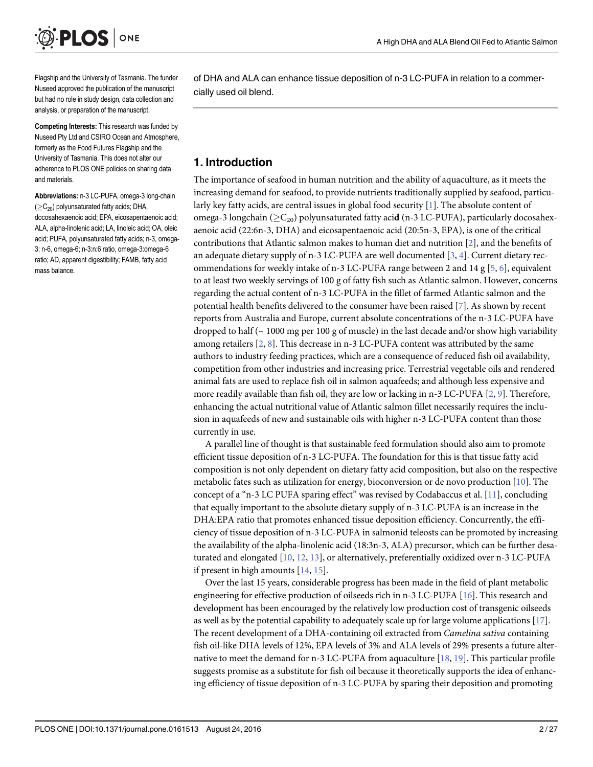Flagship and the University of Tasmania. The funder Nuseed approved the publication of the manuscript but had no role in study design, data collection and analysis, or preparation of the manuscript.

**Competing Interests:** This research was funded by Nuseed Pty Ltd and CSIRO Ocean and Atmosphere, formerly as the Food Futures Flagship and the University of Tasmania. This does not alter our adherence to PLOS ONE policies on sharing data and materials.

**Abbreviations:** n-3 LC-PUFA, omega-3 long-chain ($\geq C_{20}$) polyunsaturated fatty acids; DHA, docosahexaenoic acid; EPA, eicosapentaenoic acid; ALA, alpha-linolenic acid; LA, linoleic acid; OA, oleic acid; PUFA, polyunsaturated fatty acids; n-3, omega-3; n-6, omega-6; n-3:n:6 ratio, omega-3:omega-6 ratio; AD, apparent digestibility; FAMB, fatty acid mass balance.

of DHA and ALA can enhance tissue deposition of n-3 LC-PUFA in relation to a commercially used oil blend.

## 1. Introduction

The importance of seafood in human nutrition and the ability of aquaculture, as it meets the increasing demand for seafood, to provide nutrients traditionally supplied by seafood, particularly key fatty acids, are central issues in global food security [1]. The absolute content of omega-3 longchain ($\geq C_{20}$) polyunsaturated fatty aci**d** (n-3 LC-PUFA), particularly docosahexaenoic acid (22:6n-3, DHA) and eicosapentaenoic acid (20:5n-3, EPA), is one of the critical contributions that Atlantic salmon makes to human diet and nutrition [2], and the benefits of an adequate dietary supply of n-3 LC-PUFA are well documented [3, 4]. Current dietary recommendations for weekly intake of n-3 LC-PUFA range between 2 and 14 g [5, 6], equivalent to at least two weekly servings of 100 g of fatty fish such as Atlantic salmon. However, concerns regarding the actual content of n-3 LC-PUFA in the fillet of farmed Atlantic salmon and the potential health benefits delivered to the consumer have been raised [7]. As shown by recent reports from Australia and Europe, current absolute concentrations of the n-3 LC-PUFA have dropped to half (~ 1000 mg per 100 g of muscle) in the last decade and/or show high variability among retailers [2, 8]. This decrease in n-3 LC-PUFA content was attributed by the same authors to industry feeding practices, which are a consequence of reduced fish oil availability, competition from other industries and increasing price. Terrestrial vegetable oils and rendered animal fats are used to replace fish oil in salmon aquafeeds; and although less expensive and more readily available than fish oil, they are low or lacking in n-3 LC-PUFA [2, 9]. Therefore, enhancing the actual nutritional value of Atlantic salmon fillet necessarily requires the inclusion in aquafeeds of new and sustainable oils with higher n-3 LC-PUFA content than those currently in use.

A parallel line of thought is that sustainable feed formulation should also aim to promote efficient tissue deposition of n-3 LC-PUFA. The foundation for this is that tissue fatty acid composition is not only dependent on dietary fatty acid composition, but also on the respective metabolic fates such as utilization for energy, bioconversion or de novo production [10]. The concept of a "n-3 LC PUFA sparing effect" was revised by Codabaccus et al. [11], concluding that equally important to the absolute dietary supply of n-3 LC-PUFA is an increase in the DHA:EPA ratio that promotes enhanced tissue deposition efficiency. Concurrently, the efficiency of tissue deposition of n-3 LC-PUFA in salmonid teleosts can be promoted by increasing the availability of the alpha-linolenic acid (18:3n-3, ALA) precursor, which can be further desaturated and elongated [10, 12, 13], or alternatively, preferentially oxidized over n-3 LC-PUFA if present in high amounts [14, 15].

Over the last 15 years, considerable progress has been made in the field of plant metabolic engineering for effective production of oilseeds rich in n-3 LC-PUFA [16]. This research and development has been encouraged by the relatively low production cost of transgenic oilseeds as well as by the potential capability to adequately scale up for large volume applications [17]. The recent development of a DHA-containing oil extracted from *Camelina sativa* containing fish oil-like DHA levels of 12%, EPA levels of 3% and ALA levels of 29% presents a future alternative to meet the demand for n-3 LC-PUFA from aquaculture [18, 19]. This particular profile suggests promise as a substitute for fish oil because it theoretically supports the idea of enhancing efficiency of tissue deposition of n-3 LC-PUFA by sparing their deposition and promoting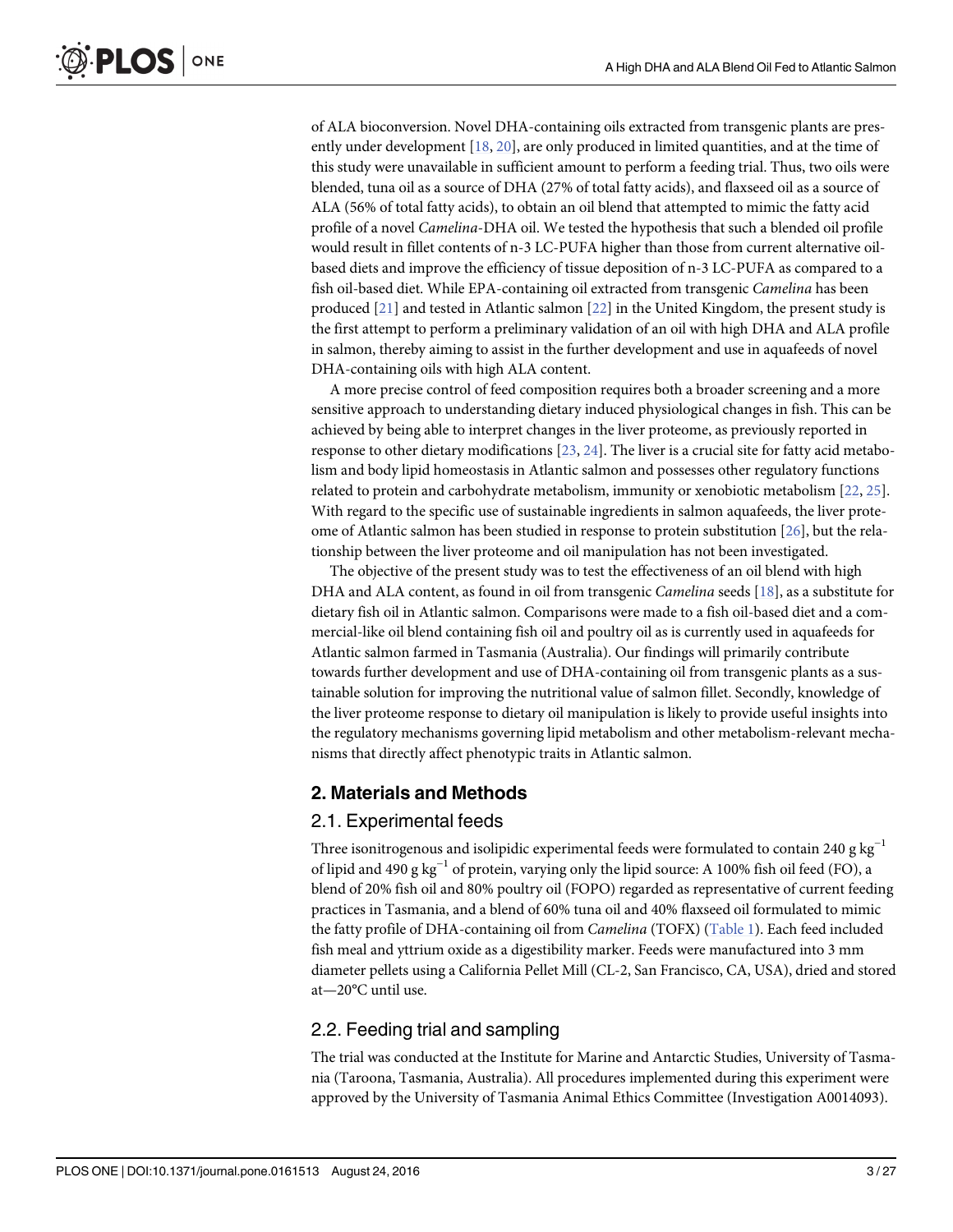of ALA bioconversion. Novel DHA-containing oils extracted from transgenic plants are presently under development [18, 20], are only produced in limited quantities, and at the time of this study were unavailable in sufficient amount to perform a feeding trial. Thus, two oils were blended, tuna oil as a source of DHA (27% of total fatty acids), and flaxseed oil as a source of ALA (56% of total fatty acids), to obtain an oil blend that attempted to mimic the fatty acid profile of a novel *Camelina*-DHA oil. We tested the hypothesis that such a blended oil profile would result in fillet contents of n-3 LC-PUFA higher than those from current alternative oil-based diets and improve the efficiency of tissue deposition of n-3 LC-PUFA as compared to a fish oil-based diet. While EPA-containing oil extracted from transgenic *Camelina* has been produced [21] and tested in Atlantic salmon [22] in the United Kingdom, the present study is the first attempt to perform a preliminary validation of an oil with high DHA and ALA profile in salmon, thereby aiming to assist in the further development and use in aquafeeds of novel DHA-containing oils with high ALA content.

A more precise control of feed composition requires both a broader screening and a more sensitive approach to understanding dietary induced physiological changes in fish. This can be achieved by being able to interpret changes in the liver proteome, as previously reported in response to other dietary modifications [23, 24]. The liver is a crucial site for fatty acid metabolism and body lipid homeostasis in Atlantic salmon and possesses other regulatory functions related to protein and carbohydrate metabolism, immunity or xenobiotic metabolism [22, 25]. With regard to the specific use of sustainable ingredients in salmon aquafeeds, the liver proteome of Atlantic salmon has been studied in response to protein substitution [26], but the relationship between the liver proteome and oil manipulation has not been investigated.

The objective of the present study was to test the effectiveness of an oil blend with high DHA and ALA content, as found in oil from transgenic *Camelina* seeds [18], as a substitute for dietary fish oil in Atlantic salmon. Comparisons were made to a fish oil-based diet and a commercial-like oil blend containing fish oil and poultry oil as is currently used in aquafeeds for Atlantic salmon farmed in Tasmania (Australia). Our findings will primarily contribute towards further development and use of DHA-containing oil from transgenic plants as a sustainable solution for improving the nutritional value of salmon fillet. Secondly, knowledge of the liver proteome response to dietary oil manipulation is likely to provide useful insights into the regulatory mechanisms governing lipid metabolism and other metabolism-relevant mechanisms that directly affect phenotypic traits in Atlantic salmon.

## 2. Materials and Methods

### 2.1. Experimental feeds

Three isonitrogenous and isolipidic experimental feeds were formulated to contain 240 g $kg^{-1}$ of lipid and 490 g $kg^{-1}$ of protein, varying only the lipid source: A 100% fish oil feed (FO), a blend of 20% fish oil and 80% poultry oil (FOPO) regarded as representative of current feeding practices in Tasmania, and a blend of 60% tuna oil and 40% flaxseed oil formulated to mimic the fatty profile of DHA-containing oil from *Camelina* (TOFX) (Table 1). Each feed included fish meal and yttrium oxide as a digestibility marker. Feeds were manufactured into 3 mm diameter pellets using a California Pellet Mill (CL-2, San Francisco, CA, USA), dried and stored at—20°C until use.

### 2.2. Feeding trial and sampling

The trial was conducted at the Institute for Marine and Antarctic Studies, University of Tasmania (Taroona, Tasmania, Australia). All procedures implemented during this experiment were approved by the University of Tasmania Animal Ethics Committee (Investigation A0014093).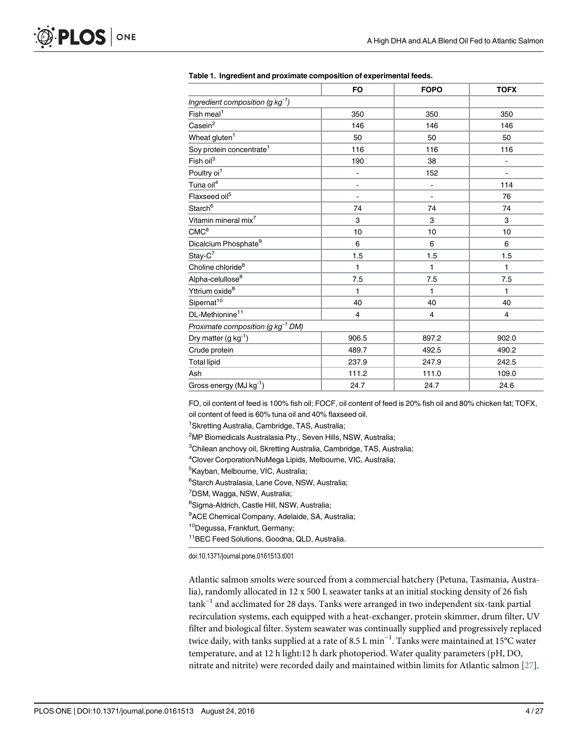**Table 1. Ingredient and proximate composition of experimental feeds.**

| | FO | FOPO | TOFX |
|---|---|---|---|
| *Ingredient composition (g kg$^{-1}$)* | | | |
| Fish meal[1] | 350 | 350 | 350 |
| Casein[2] | 146 | 146 | 146 |
| Wheat gluten[1] | 50 | 50 | 50 |
| Soy protein concentrate[1] | 116 | 116 | 116 |
| Fish oil[3] | 190 | 38 | - |
| Poultry oi[1] | - | 152 | - |
| Tuna oil[4] | - | - | 114 |
| Flaxseed oil[5] | - | - | 76 |
| Starch[6] | 74 | 74 | 74 |
| Vitamin mineral mix[7] | 3 | 3 | 3 |
| CMC[8] | 10 | 10 | 10 |
| Dicalcium Phosphate[9] | 6 | 6 | 6 |
| Stay-C[7] | 1.5 | 1.5 | 1.5 |
| Choline chloride[8] | 1 | 1 | 1 |
| Alpha-celullose[8] | 7.5 | 7.5 | 7.5 |
| Yttrium oxide[8] | 1 | 1 | 1 |
| Sipernat[10] | 40 | 40 | 40 |
| DL-Methionine[11] | 4 | 4 | 4 |
| *Proximate composition (g kg$^{-1}$ DM)* | | | |
| Dry matter (g kg$^{-1}$) | 906.5 | 897.2 | 902.0 |
| Crude protein | 489.7 | 492.5 | 490.2 |
| Total lipid | 237.9 | 247.9 | 242.5 |
| Ash | 111.2 | 111.0 | 109.0 |
| Gross energy (MJ kg$^{-1}$) | 24.7 | 24.7 | 24.6 |

FO, oil content of feed is 100% fish oil; FOCF, oil content of feed is 20% fish oil and 80% chicken fat; TOFX, oil content of feed is 60% tuna oil and 40% flaxseed oil.

[1]Skretting Australia, Cambridge, TAS, Australia;

[2]MP Biomedicals Australasia Pty., Seven Hills, NSW, Australia;

[3]Chilean anchovy oil, Skretting Australia, Cambridge, TAS, Australia;

[4]Clover Corporation/NuMega Lipids, Melbourne, VIC, Australia;

[5]Kayban, Melbourne, VIC, Australia;

[6]Starch Australasia, Lane Cove, NSW, Australia;

[7]DSM, Wagga, NSW, Australia;

[8]Sigma-Aldrich, Castle Hill, NSW, Australia;

[9]ACE Chemical Company, Adelaide, SA, Australia;

[10]Degussa, Frankfurt, Germany;

[11]BEC Feed Solutions, Goodna, QLD, Australia.

doi:10.1371/journal.pone.0161513.t001

Atlantic salmon smolts were sourced from a commercial hatchery (Petuna, Tasmania, Australia), randomly allocated in 12 x 500 L seawater tanks at an initial stocking density of 26 fish tank$^{-1}$ and acclimated for 28 days. Tanks were arranged in two independent six-tank partial recirculation systems, each equipped with a heat-exchanger, protein skimmer, drum filter, UV filter and biological filter. System seawater was continually supplied and progressively replaced twice daily, with tanks supplied at a rate of 8.5 L min$^{-1}$. Tanks were maintained at 15°C water temperature, and at 12 h light:12 h dark photoperiod. Water quality parameters (pH, DO, nitrate and nitrite) were recorded daily and maintained within limits for Atlantic salmon [27].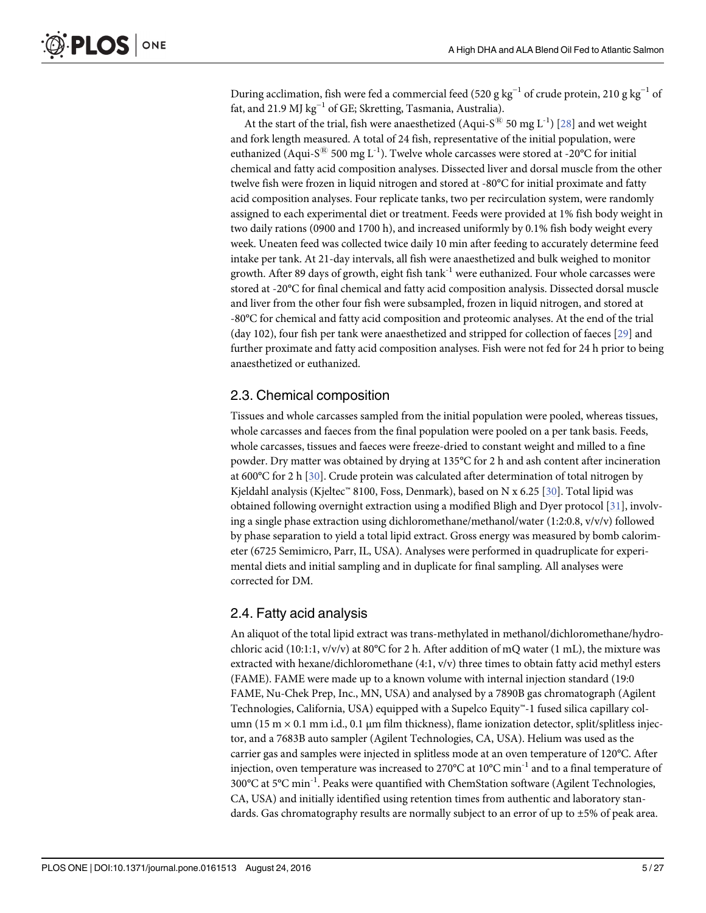During acclimation, fish were fed a commercial feed (520 g $kg^{-1}$ of crude protein, 210 g $kg^{-1}$ of fat, and 21.9 MJ $kg^{-1}$ of GE; Skretting, Tasmania, Australia).

At the start of the trial, fish were anaesthetized (Aqui-S® 50 mg $L^{-1}$) [28] and wet weight and fork length measured. A total of 24 fish, representative of the initial population, were euthanized (Aqui-S® 500 mg $L^{-1}$). Twelve whole carcasses were stored at -20°C for initial chemical and fatty acid composition analyses. Dissected liver and dorsal muscle from the other twelve fish were frozen in liquid nitrogen and stored at -80°C for initial proximate and fatty acid composition analyses. Four replicate tanks, two per recirculation system, were randomly assigned to each experimental diet or treatment. Feeds were provided at 1% fish body weight in two daily rations (0900 and 1700 h), and increased uniformly by 0.1% fish body weight every week. Uneaten feed was collected twice daily 10 min after feeding to accurately determine feed intake per tank. At 21-day intervals, all fish were anaesthetized and bulk weighed to monitor growth. After 89 days of growth, eight fish $tank^{-1}$ were euthanized. Four whole carcasses were stored at -20°C for final chemical and fatty acid composition analysis. Dissected dorsal muscle and liver from the other four fish were subsampled, frozen in liquid nitrogen, and stored at -80°C for chemical and fatty acid composition and proteomic analyses. At the end of the trial (day 102), four fish per tank were anaesthetized and stripped for collection of faeces [29] and further proximate and fatty acid composition analyses. Fish were not fed for 24 h prior to being anaesthetized or euthanized.

## 2.3. Chemical composition

Tissues and whole carcasses sampled from the initial population were pooled, whereas tissues, whole carcasses and faeces from the final population were pooled on a per tank basis. Feeds, whole carcasses, tissues and faeces were freeze-dried to constant weight and milled to a fine powder. Dry matter was obtained by drying at 135°C for 2 h and ash content after incineration at 600°C for 2 h [30]. Crude protein was calculated after determination of total nitrogen by Kjeldahl analysis (Kjeltec™ 8100, Foss, Denmark), based on N x 6.25 [30]. Total lipid was obtained following overnight extraction using a modified Bligh and Dyer protocol [31], involving a single phase extraction using dichloromethane/methanol/water (1:2:0.8, v/v/v) followed by phase separation to yield a total lipid extract. Gross energy was measured by bomb calorimeter (6725 Semimicro, Parr, IL, USA). Analyses were performed in quadruplicate for experimental diets and initial sampling and in duplicate for final sampling. All analyses were corrected for DM.

## 2.4. Fatty acid analysis

An aliquot of the total lipid extract was trans-methylated in methanol/dichloromethane/hydrochloric acid (10:1:1, v/v/v) at 80°C for 2 h. After addition of mQ water (1 mL), the mixture was extracted with hexane/dichloromethane (4:1, v/v) three times to obtain fatty acid methyl esters (FAME). FAME were made up to a known volume with internal injection standard (19:0 FAME, Nu-Chek Prep, Inc., MN, USA) and analysed by a 7890B gas chromatograph (Agilent Technologies, California, USA) equipped with a Supelco Equity™-1 fused silica capillary column (15 m × 0.1 mm i.d., 0.1 μm film thickness), flame ionization detector, split/splitless injector, and a 7683B auto sampler (Agilent Technologies, CA, USA). Helium was used as the carrier gas and samples were injected in splitless mode at an oven temperature of 120°C. After injection, oven temperature was increased to 270°C at 10°C $min^{-1}$ and to a final temperature of 300°C at 5°C $min^{-1}$. Peaks were quantified with ChemStation software (Agilent Technologies, CA, USA) and initially identified using retention times from authentic and laboratory standards. Gas chromatography results are normally subject to an error of up to ±5% of peak area.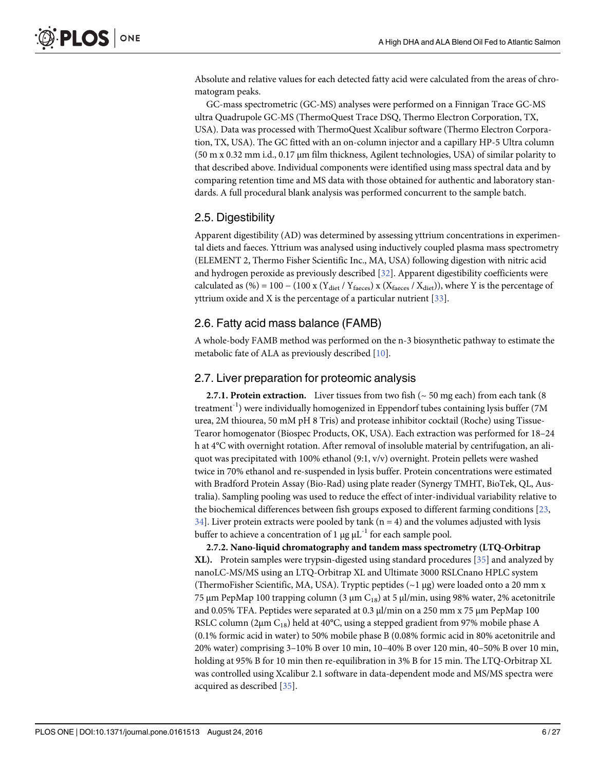Absolute and relative values for each detected fatty acid were calculated from the areas of chromatogram peaks.

GC-mass spectrometric (GC-MS) analyses were performed on a Finnigan Trace GC-MS ultra Quadrupole GC-MS (ThermoQuest Trace DSQ, Thermo Electron Corporation, TX, USA). Data was processed with ThermoQuest Xcalibur software (Thermo Electron Corporation, TX, USA). The GC fitted with an on-column injector and a capillary HP-5 Ultra column (50 m x 0.32 mm i.d., 0.17 μm film thickness, Agilent technologies, USA) of similar polarity to that described above. Individual components were identified using mass spectral data and by comparing retention time and MS data with those obtained for authentic and laboratory standards. A full procedural blank analysis was performed concurrent to the sample batch.

## 2.5. Digestibility

Apparent digestibility (AD) was determined by assessing yttrium concentrations in experimental diets and faeces. Yttrium was analysed using inductively coupled plasma mass spectrometry (ELEMENT 2, Thermo Fisher Scientific Inc., MA, USA) following digestion with nitric acid and hydrogen peroxide as previously described [32]. Apparent digestibility coefficients were calculated as (%) = $100 - (100 \times (Y_{diet} / Y_{faeces}) \times (X_{faeces} / X_{diet}))$, where Y is the percentage of yttrium oxide and X is the percentage of a particular nutrient [33].

## 2.6. Fatty acid mass balance (FAMB)

A whole-body FAMB method was performed on the n-3 biosynthetic pathway to estimate the metabolic fate of ALA as previously described [10].

## 2.7. Liver preparation for proteomic analysis

**2.7.1. Protein extraction.** Liver tissues from two fish (~ 50 mg each) from each tank (8 treatment$^{-1}$) were individually homogenized in Eppendorf tubes containing lysis buffer (7M urea, 2M thiourea, 50 mM pH 8 Tris) and protease inhibitor cocktail (Roche) using Tissue-Tearor homogenator (Biospec Products, OK, USA). Each extraction was performed for 18–24 h at 4°C with overnight rotation. After removal of insoluble material by centrifugation, an aliquot was precipitated with 100% ethanol (9:1, v/v) overnight. Protein pellets were washed twice in 70% ethanol and re-suspended in lysis buffer. Protein concentrations were estimated with Bradford Protein Assay (Bio-Rad) using plate reader (Synergy TMHT, BioTek, QL, Australia). Sampling pooling was used to reduce the effect of inter-individual variability relative to the biochemical differences between fish groups exposed to different farming conditions [23, 34]. Liver protein extracts were pooled by tank (n = 4) and the volumes adjusted with lysis buffer to achieve a concentration of 1 μg μL$^{-1}$ for each sample pool.

**2.7.2. Nano-liquid chromatography and tandem mass spectrometry (LTQ-Orbitrap XL).** Protein samples were trypsin-digested using standard procedures [35] and analyzed by nanoLC-MS/MS using an LTQ-Orbitrap XL and Ultimate 3000 RSLCnano HPLC system (ThermoFisher Scientific, MA, USA). Tryptic peptides (~1 μg) were loaded onto a 20 mm x 75 μm PepMap 100 trapping column (3 μm $C_{18}$) at 5 μl/min, using 98% water, 2% acetonitrile and 0.05% TFA. Peptides were separated at 0.3 μl/min on a 250 mm x 75 μm PepMap 100 RSLC column (2μm $C_{18}$) held at 40°C, using a stepped gradient from 97% mobile phase A (0.1% formic acid in water) to 50% mobile phase B (0.08% formic acid in 80% acetonitrile and 20% water) comprising 3–10% B over 10 min, 10–40% B over 120 min, 40–50% B over 10 min, holding at 95% B for 10 min then re-equilibration in 3% B for 15 min. The LTQ-Orbitrap XL was controlled using Xcalibur 2.1 software in data-dependent mode and MS/MS spectra were acquired as described [35].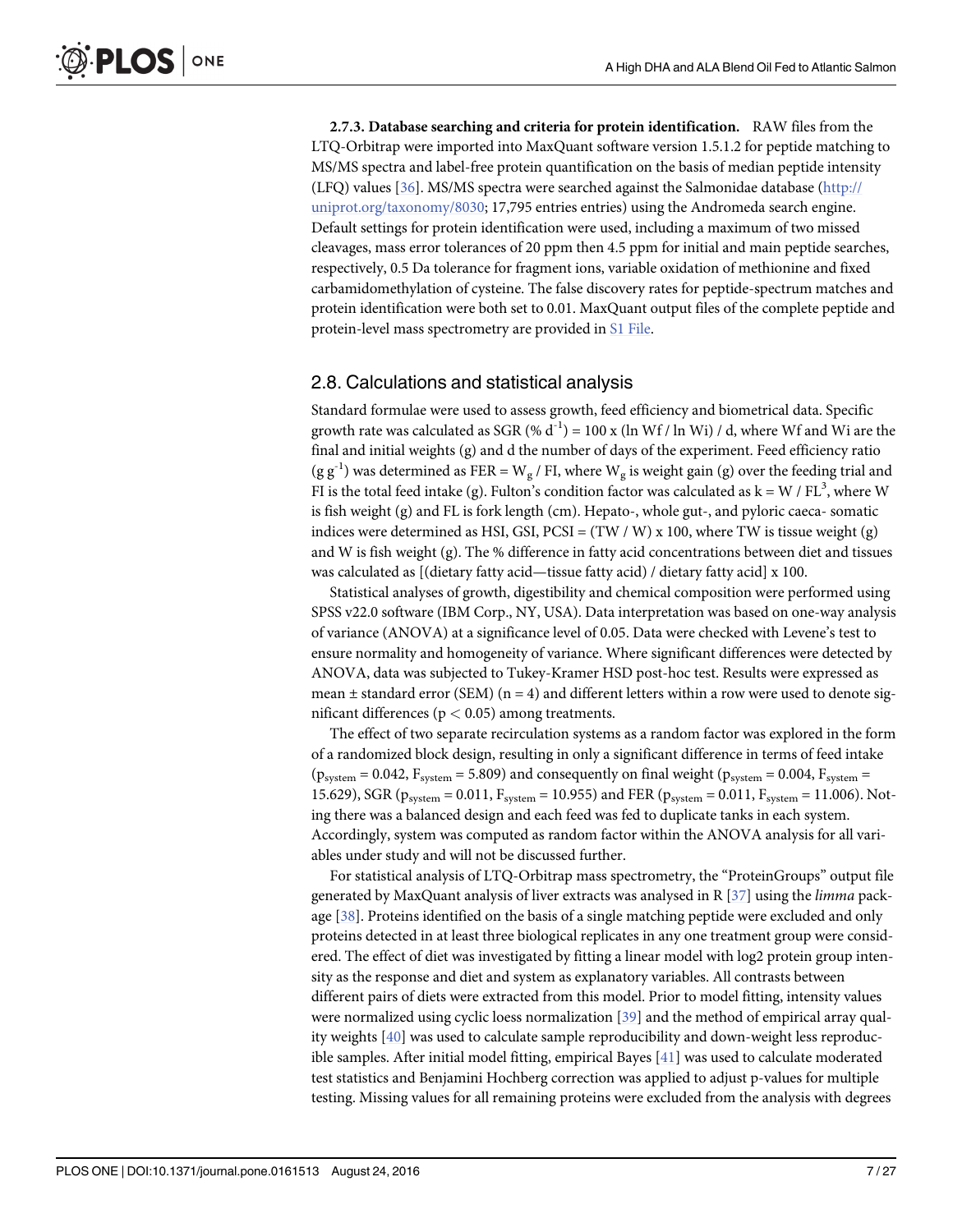**2.7.3. Database searching and criteria for protein identification.** RAW files from the LTQ-Orbitrap were imported into MaxQuant software version 1.5.1.2 for peptide matching to MS/MS spectra and label-free protein quantification on the basis of median peptide intensity (LFQ) values [36]. MS/MS spectra were searched against the Salmonidae database (http://uniprot.org/taxonomy/8030; 17,795 entries entries) using the Andromeda search engine. Default settings for protein identification were used, including a maximum of two missed cleavages, mass error tolerances of 20 ppm then 4.5 ppm for initial and main peptide searches, respectively, 0.5 Da tolerance for fragment ions, variable oxidation of methionine and fixed carbamidomethylation of cysteine. The false discovery rates for peptide-spectrum matches and protein identification were both set to 0.01. MaxQuant output files of the complete peptide and protein-level mass spectrometry are provided in S1 File.

## 2.8. Calculations and statistical analysis

Standard formulae were used to assess growth, feed efficiency and biometrical data. Specific growth rate was calculated as SGR (% $d^{-1}$) = 100 x (ln Wf / ln Wi) / d, where Wf and Wi are the final and initial weights (g) and d the number of days of the experiment. Feed efficiency ratio (g $g^{-1}$) was determined as FER = $W_g$ / FI, where $W_g$ is weight gain (g) over the feeding trial and FI is the total feed intake (g). Fulton's condition factor was calculated as k = W / $FL^3$, where W is fish weight (g) and FL is fork length (cm). Hepato-, whole gut-, and pyloric caeca- somatic indices were determined as HSI, GSI, PCSI = (TW / W) x 100, where TW is tissue weight (g) and W is fish weight (g). The % difference in fatty acid concentrations between diet and tissues was calculated as [(dietary fatty acid—tissue fatty acid) / dietary fatty acid] x 100.

Statistical analyses of growth, digestibility and chemical composition were performed using SPSS v22.0 software (IBM Corp., NY, USA). Data interpretation was based on one-way analysis of variance (ANOVA) at a significance level of 0.05. Data were checked with Levene's test to ensure normality and homogeneity of variance. Where significant differences were detected by ANOVA, data was subjected to Tukey-Kramer HSD post-hoc test. Results were expressed as mean ± standard error (SEM) (n = 4) and different letters within a row were used to denote significant differences ($p < 0.05$) among treatments.

The effect of two separate recirculation systems as a random factor was explored in the form of a randomized block design, resulting in only a significant difference in terms of feed intake ($p_{system} = 0.042$, $F_{system} = 5.809$) and consequently on final weight ($p_{system} = 0.004$, $F_{system} = 15.629$), SGR ($p_{system} = 0.011$, $F_{system} = 10.955$) and FER ($p_{system} = 0.011$, $F_{system} = 11.006$). Noting there was a balanced design and each feed was fed to duplicate tanks in each system. Accordingly, system was computed as random factor within the ANOVA analysis for all variables under study and will not be discussed further.

For statistical analysis of LTQ-Orbitrap mass spectrometry, the "ProteinGroups" output file generated by MaxQuant analysis of liver extracts was analysed in R [37] using the *limma* package [38]. Proteins identified on the basis of a single matching peptide were excluded and only proteins detected in at least three biological replicates in any one treatment group were considered. The effect of diet was investigated by fitting a linear model with log2 protein group intensity as the response and diet and system as explanatory variables. All contrasts between different pairs of diets were extracted from this model. Prior to model fitting, intensity values were normalized using cyclic loess normalization [39] and the method of empirical array quality weights [40] was used to calculate sample reproducibility and down-weight less reproducible samples. After initial model fitting, empirical Bayes [41] was used to calculate moderated test statistics and Benjamini Hochberg correction was applied to adjust p-values for multiple testing. Missing values for all remaining proteins were excluded from the analysis with degrees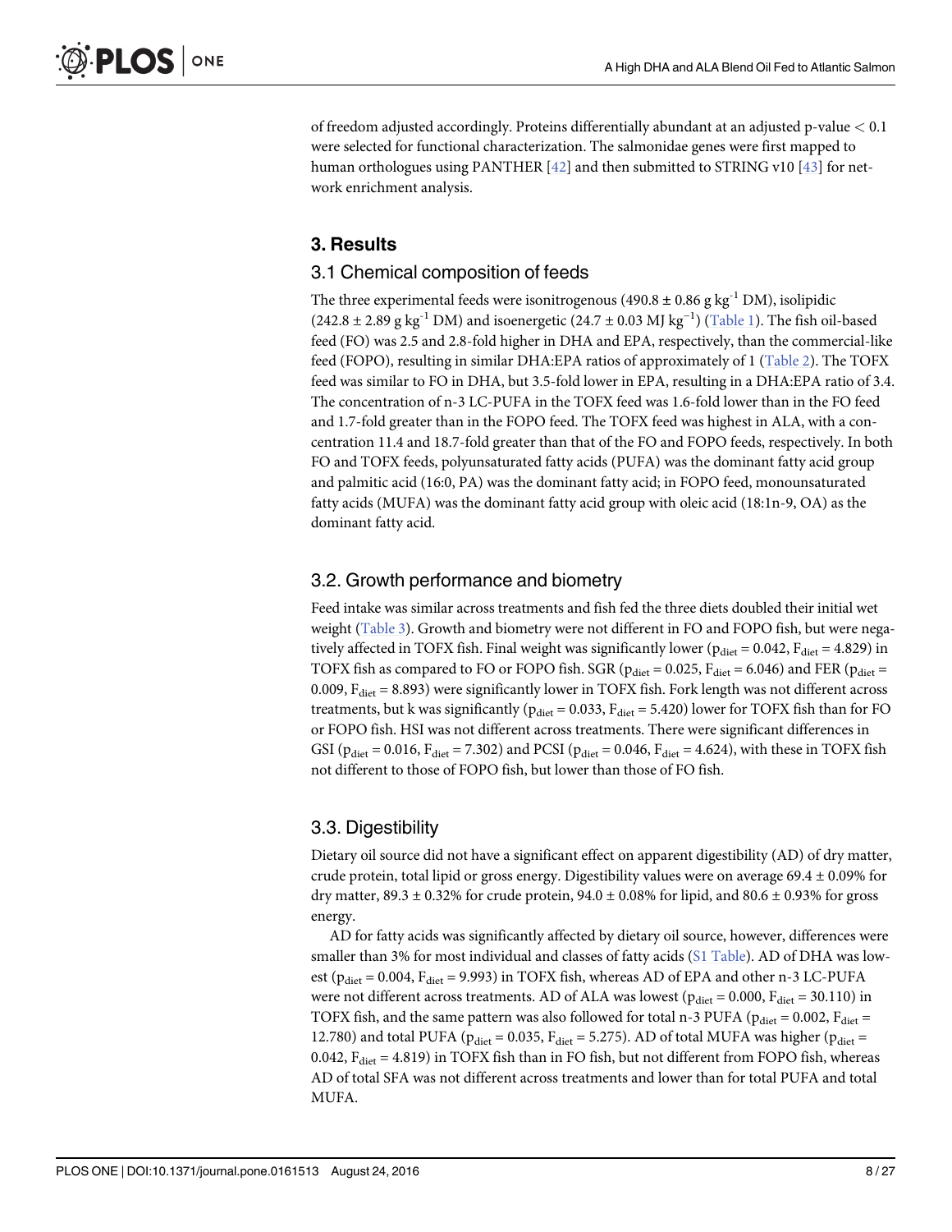of freedom adjusted accordingly. Proteins differentially abundant at an adjusted p-value < 0.1 were selected for functional characterization. The salmonidae genes were first mapped to human orthologues using PANTHER [42] and then submitted to STRING v10 [43] for network enrichment analysis.

## 3. Results

### 3.1 Chemical composition of feeds

The three experimental feeds were isonitrogenous (490.8 ± 0.86 g $kg^{-1}$ DM), isolipidic (242.8 ± 2.89 g $kg^{-1}$ DM) and isoenergetic (24.7 ± 0.03 MJ $kg^{-1}$) (Table 1). The fish oil-based feed (FO) was 2.5 and 2.8-fold higher in DHA and EPA, respectively, than the commercial-like feed (FOPO), resulting in similar DHA:EPA ratios of approximately of 1 (Table 2). The TOFX feed was similar to FO in DHA, but 3.5-fold lower in EPA, resulting in a DHA:EPA ratio of 3.4. The concentration of n-3 LC-PUFA in the TOFX feed was 1.6-fold lower than in the FO feed and 1.7-fold greater than in the FOPO feed. The TOFX feed was highest in ALA, with a concentration 11.4 and 18.7-fold greater than that of the FO and FOPO feeds, respectively. In both FO and TOFX feeds, polyunsaturated fatty acids (PUFA) was the dominant fatty acid group and palmitic acid (16:0, PA) was the dominant fatty acid; in FOPO feed, monounsaturated fatty acids (MUFA) was the dominant fatty acid group with oleic acid (18:1n-9, OA) as the dominant fatty acid.

### 3.2. Growth performance and biometry

Feed intake was similar across treatments and fish fed the three diets doubled their initial wet weight (Table 3). Growth and biometry were not different in FO and FOPO fish, but were negatively affected in TOFX fish. Final weight was significantly lower ($p_{diet} = 0.042$, $F_{diet} = 4.829$) in TOFX fish as compared to FO or FOPO fish. SGR ($p_{diet} = 0.025$, $F_{diet} = 6.046$) and FER ($p_{diet} = 0.009$, $F_{diet} = 8.893$) were significantly lower in TOFX fish. Fork length was not different across treatments, but k was significantly ($p_{diet} = 0.033$, $F_{diet} = 5.420$) lower for TOFX fish than for FO or FOPO fish. HSI was not different across treatments. There were significant differences in GSI ($p_{diet} = 0.016$, $F_{diet} = 7.302$) and PCSI ($p_{diet} = 0.046$, $F_{diet} = 4.624$), with these in TOFX fish not different to those of FOPO fish, but lower than those of FO fish.

### 3.3. Digestibility

Dietary oil source did not have a significant effect on apparent digestibility (AD) of dry matter, crude protein, total lipid or gross energy. Digestibility values were on average 69.4 ± 0.09% for dry matter, 89.3 ± 0.32% for crude protein, 94.0 ± 0.08% for lipid, and 80.6 ± 0.93% for gross energy.

AD for fatty acids was significantly affected by dietary oil source, however, differences were smaller than 3% for most individual and classes of fatty acids (S1 Table). AD of DHA was lowest ($p_{diet} = 0.004$, $F_{diet} = 9.993$) in TOFX fish, whereas AD of EPA and other n-3 LC-PUFA were not different across treatments. AD of ALA was lowest ($p_{diet} = 0.000$, $F_{diet} = 30.110$) in TOFX fish, and the same pattern was also followed for total n-3 PUFA ($p_{diet} = 0.002$, $F_{diet} = 12.780$) and total PUFA ($p_{diet} = 0.035$, $F_{diet} = 5.275$). AD of total MUFA was higher ($p_{diet} = 0.042$, $F_{diet} = 4.819$) in TOFX fish than in FO fish, but not different from FOPO fish, whereas AD of total SFA was not different across treatments and lower than for total PUFA and total MUFA.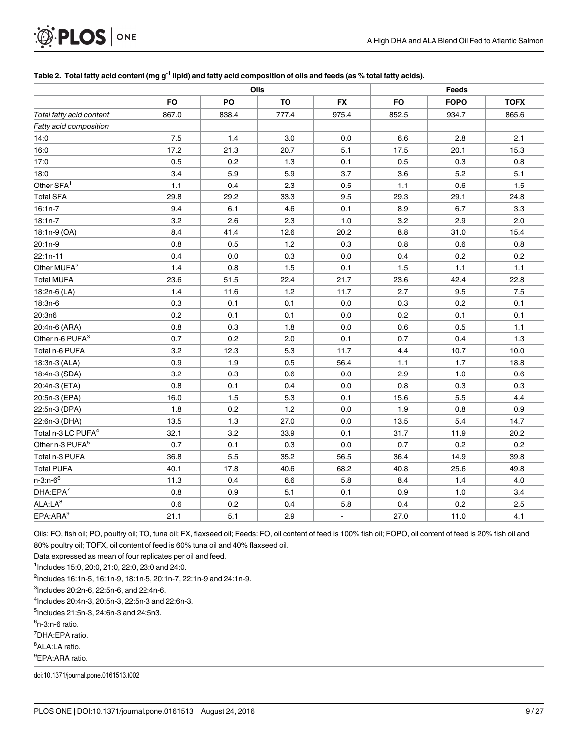**Table 2. Total fatty acid content (mg g$^{-1}$ lipid) and fatty acid composition of oils and feeds (as % total fatty acids).**

| | Oils | | | | Feeds | | |
|---|---|---|---|---|---|---|---|
| | FO | PO | TO | FX | FO | FOPO | TOFX |
| *Total fatty acid content* | 867.0 | 838.4 | 777.4 | 975.4 | 852.5 | 934.7 | 865.6 |
| *Fatty acid composition* | | | | | | | |
| 14:0 | 7.5 | 1.4 | 3.0 | 0.0 | 6.6 | 2.8 | 2.1 |
| 16:0 | 17.2 | 21.3 | 20.7 | 5.1 | 17.5 | 20.1 | 15.3 |
| 17:0 | 0.5 | 0.2 | 1.3 | 0.1 | 0.5 | 0.3 | 0.8 |
| 18:0 | 3.4 | 5.9 | 5.9 | 3.7 | 3.6 | 5.2 | 5.1 |
| Other SFA[1] | 1.1 | 0.4 | 2.3 | 0.5 | 1.1 | 0.6 | 1.5 |
| Total SFA | 29.8 | 29.2 | 33.3 | 9.5 | 29.3 | 29.1 | 24.8 |
| 16:1n-7 | 9.4 | 6.1 | 4.6 | 0.1 | 8.9 | 6.7 | 3.3 |
| 18:1n-7 | 3.2 | 2.6 | 2.3 | 1.0 | 3.2 | 2.9 | 2.0 |
| 18:1n-9 (OA) | 8.4 | 41.4 | 12.6 | 20.2 | 8.8 | 31.0 | 15.4 |
| 20:1n-9 | 0.8 | 0.5 | 1.2 | 0.3 | 0.8 | 0.6 | 0.8 |
| 22:1n-11 | 0.4 | 0.0 | 0.3 | 0.0 | 0.4 | 0.2 | 0.2 |
| Other MUFA[2] | 1.4 | 0.8 | 1.5 | 0.1 | 1.5 | 1.1 | 1.1 |
| Total MUFA | 23.6 | 51.5 | 22.4 | 21.7 | 23.6 | 42.4 | 22.8 |
| 18:2n-6 (LA) | 1.4 | 11.6 | 1.2 | 11.7 | 2.7 | 9.5 | 7.5 |
| 18:3n-6 | 0.3 | 0.1 | 0.1 | 0.0 | 0.3 | 0.2 | 0.1 |
| 20:3n6 | 0.2 | 0.1 | 0.1 | 0.0 | 0.2 | 0.1 | 0.1 |
| 20:4n-6 (ARA) | 0.8 | 0.3 | 1.8 | 0.0 | 0.6 | 0.5 | 1.1 |
| Other n-6 PUFA[3] | 0.7 | 0.2 | 2.0 | 0.1 | 0.7 | 0.4 | 1.3 |
| Total n-6 PUFA | 3.2 | 12.3 | 5.3 | 11.7 | 4.4 | 10.7 | 10.0 |
| 18:3n-3 (ALA) | 0.9 | 1.9 | 0.5 | 56.4 | 1.1 | 1.7 | 18.8 |
| 18:4n-3 (SDA) | 3.2 | 0.3 | 0.6 | 0.0 | 2.9 | 1.0 | 0.6 |
| 20:4n-3 (ETA) | 0.8 | 0.1 | 0.4 | 0.0 | 0.8 | 0.3 | 0.3 |
| 20:5n-3 (EPA) | 16.0 | 1.5 | 5.3 | 0.1 | 15.6 | 5.5 | 4.4 |
| 22:5n-3 (DPA) | 1.8 | 0.2 | 1.2 | 0.0 | 1.9 | 0.8 | 0.9 |
| 22:6n-3 (DHA) | 13.5 | 1.3 | 27.0 | 0.0 | 13.5 | 5.4 | 14.7 |
| Total n-3 LC PUFA[4] | 32.1 | 3.2 | 33.9 | 0.1 | 31.7 | 11.9 | 20.2 |
| Other n-3 PUFA[5] | 0.7 | 0.1 | 0.3 | 0.0 | 0.7 | 0.2 | 0.2 |
| Total n-3 PUFA | 36.8 | 5.5 | 35.2 | 56.5 | 36.4 | 14.9 | 39.8 |
| Total PUFA | 40.1 | 17.8 | 40.6 | 68.2 | 40.8 | 25.6 | 49.8 |
| n-3:n-6[6] | 11.3 | 0.4 | 6.6 | 5.8 | 8.4 | 1.4 | 4.0 |
| DHA:EPA[7] | 0.8 | 0.9 | 5.1 | 0.1 | 0.9 | 1.0 | 3.4 |
| ALA:LA[8] | 0.6 | 0.2 | 0.4 | 5.8 | 0.4 | 0.2 | 2.5 |
| EPA:ARA[9] | 21.1 | 5.1 | 2.9 | - | 27.0 | 11.0 | 4.1 |

Oils: FO, fish oil; PO, poultry oil; TO, tuna oil; FX, flaxseed oil; Feeds: FO, oil content of feed is 100% fish oil; FOPO, oil content of feed is 20% fish oil and 80% poultry oil; TOFX, oil content of feed is 60% tuna oil and 40% flaxseed oil.

Data expressed as mean of four replicates per oil and feed.

[1]Includes 15:0, 20:0, 21:0, 22:0, 23:0 and 24:0.

[2]Includes 16:1n-5, 16:1n-9, 18:1n-5, 20:1n-7, 22:1n-9 and 24:1n-9.

[3]Includes 20:2n-6, 22:5n-6, and 22:4n-6.

[4]Includes 20:4n-3, 20:5n-3, 22:5n-3 and 22:6n-3.

[5]Includes 21:5n-3, 24:6n-3 and 24:5n3.

[6]n-3:n-6 ratio.

[7]DHA:EPA ratio.

[8]ALA:LA ratio.

[9]EPA:ARA ratio.

doi:10.1371/journal.pone.0161513.t002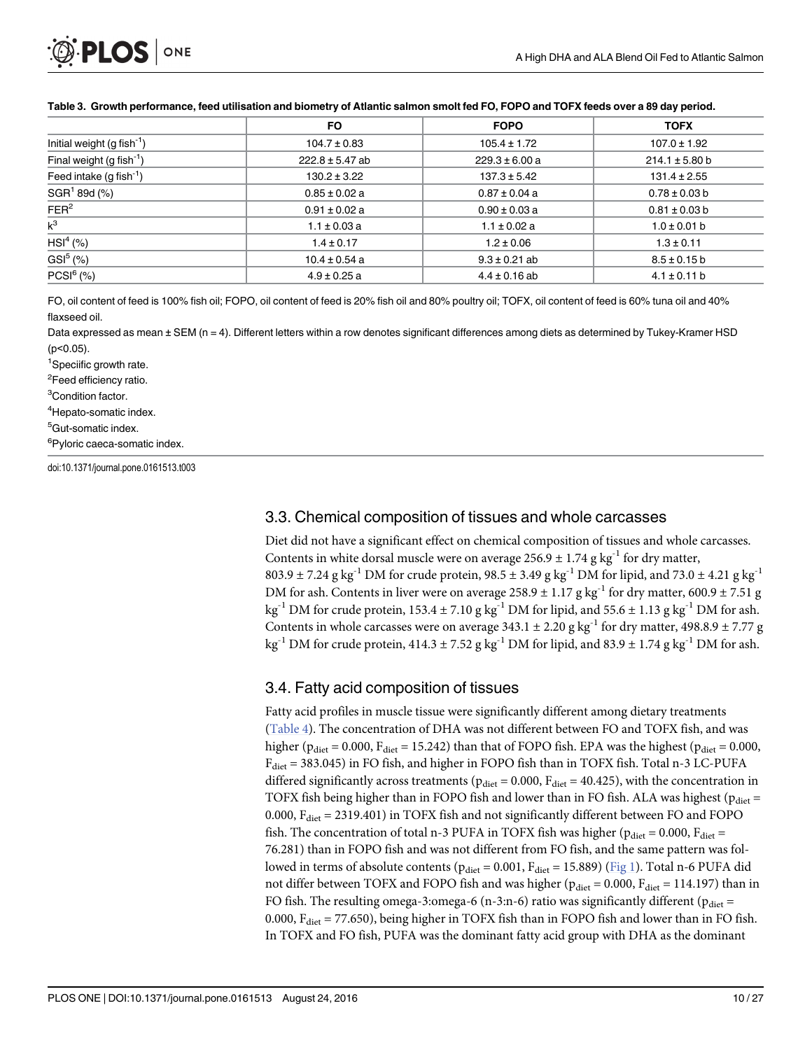**Table 3. Growth performance, feed utilisation and biometry of Atlantic salmon smolt fed FO, FOPO and TOFX feeds over a 89 day period.**

| | FO | FOPO | TOFX |
|---|---|---|---|
| Initial weight (g fish$^{-1}$) | 104.7 ± 0.83 | 105.4 ± 1.72 | 107.0 ± 1.92 |
| Final weight (g fish$^{-1}$) | 222.8 ± 5.47 ab | 229.3 ± 6.00 a | 214.1 ± 5.80 b |
| Feed intake (g fish$^{-1}$) | 130.2 ± 3.22 | 137.3 ± 5.42 | 131.4 ± 2.55 |
| SGR[1] 89d (%) | 0.85 ± 0.02 a | 0.87 ± 0.04 a | 0.78 ± 0.03 b |
| FER[2] | 0.91 ± 0.02 a | 0.90 ± 0.03 a | 0.81 ± 0.03 b |
| k[3] | 1.1 ± 0.03 a | 1.1 ± 0.02 a | 1.0 ± 0.01 b |
| HSI[4] (%) | 1.4 ± 0.17 | 1.2 ± 0.06 | 1.3 ± 0.11 |
| GSI[5] (%) | 10.4 ± 0.54 a | 9.3 ± 0.21 ab | 8.5 ± 0.15 b |
| PCSI[6] (%) | 4.9 ± 0.25 a | 4.4 ± 0.16 ab | 4.1 ± 0.11 b |

FO, oil content of feed is 100% fish oil; FOPO, oil content of feed is 20% fish oil and 80% poultry oil; TOFX, oil content of feed is 60% tuna oil and 40% flaxseed oil.

Data expressed as mean ± SEM (n = 4). Different letters within a row denotes significant differences among diets as determined by Tukey-Kramer HSD ($p<0.05$).

[1]Speciific growth rate.

[2]Feed efficiency ratio.

[3]Condition factor.

[4]Hepato-somatic index.

[5]Gut-somatic index.

[6]Pyloric caeca-somatic index.

doi:10.1371/journal.pone.0161513.t003

## 3.3. Chemical composition of tissues and whole carcasses

Diet did not have a significant effect on chemical composition of tissues and whole carcasses. Contents in white dorsal muscle were on average 256.9 ± 1.74 g kg$^{-1}$ for dry matter, 803.9 ± 7.24 g kg$^{-1}$ DM for crude protein, 98.5 ± 3.49 g kg$^{-1}$ DM for lipid, and 73.0 ± 4.21 g kg$^{-1}$ DM for ash. Contents in liver were on average 258.9 ± 1.17 g kg$^{-1}$ for dry matter, 600.9 ± 7.51 g kg$^{-1}$ DM for crude protein, 153.4 ± 7.10 g kg$^{-1}$ DM for lipid, and 55.6 ± 1.13 g kg$^{-1}$ DM for ash. Contents in whole carcasses were on average 343.1 ± 2.20 g kg$^{-1}$ for dry matter, 498.8.9 ± 7.77 g kg$^{-1}$ DM for crude protein, 414.3 ± 7.52 g kg$^{-1}$ DM for lipid, and 83.9 ± 1.74 g kg$^{-1}$ DM for ash.

## 3.4. Fatty acid composition of tissues

Fatty acid profiles in muscle tissue were significantly different among dietary treatments (Table 4). The concentration of DHA was not different between FO and TOFX fish, and was higher ($p_{diet}$ = 0.000, $F_{diet}$ = 15.242) than that of FOPO fish. EPA was the highest ($p_{diet}$ = 0.000, $F_{diet}$ = 383.045) in FO fish, and higher in FOPO fish than in TOFX fish. Total n-3 LC-PUFA differed significantly across treatments ($p_{diet}$ = 0.000, $F_{diet}$ = 40.425), with the concentration in TOFX fish being higher than in FOPO fish and lower than in FO fish. ALA was highest ($p_{diet}$ = 0.000, $F_{diet}$ = 2319.401) in TOFX fish and not significantly different between FO and FOPO fish. The concentration of total n-3 PUFA in TOFX fish was higher ($p_{diet}$ = 0.000, $F_{diet}$ = 76.281) than in FOPO fish and was not different from FO fish, and the same pattern was followed in terms of absolute contents ($p_{diet}$ = 0.001, $F_{diet}$ = 15.889) (Fig 1). Total n-6 PUFA did not differ between TOFX and FOPO fish and was higher ($p_{diet}$ = 0.000, $F_{diet}$ = 114.197) than in FO fish. The resulting omega-3:omega-6 (n-3:n-6) ratio was significantly different ($p_{diet}$ = 0.000, $F_{diet}$ = 77.650), being higher in TOFX fish than in FOPO fish and lower than in FO fish. In TOFX and FO fish, PUFA was the dominant fatty acid group with DHA as the dominant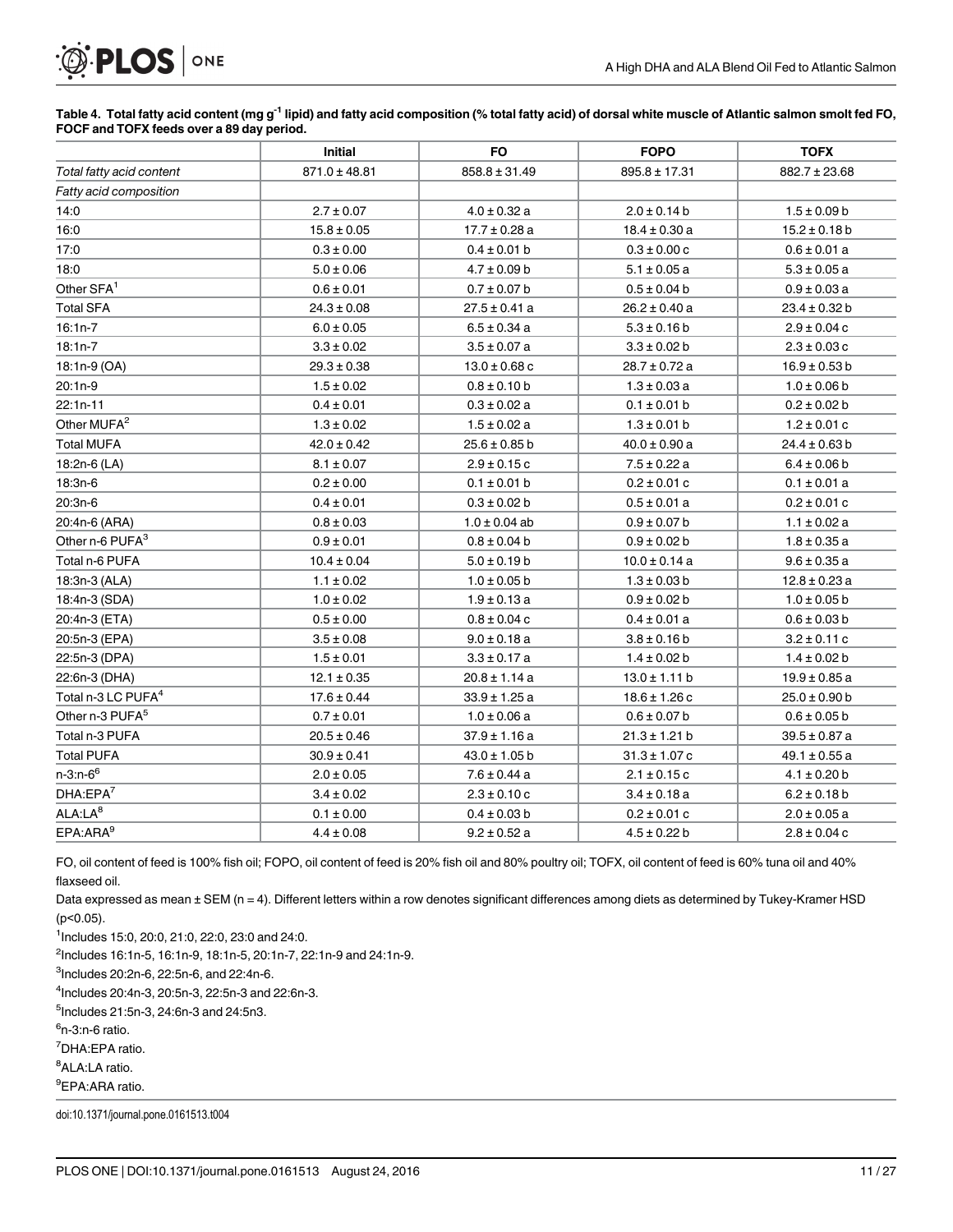**Table 4. Total fatty acid content (mg g$^{-1}$ lipid) and fatty acid composition (% total fatty acid) of dorsal white muscle of Atlantic salmon smolt fed FO, FOCF and TOFX feeds over a 89 day period.**

| | Initial | FO | FOPO | TOFX |
|---|---|---|---|---|
| *Total fatty acid content* | 871.0 ± 48.81 | 858.8 ± 31.49 | 895.8 ± 17.31 | 882.7 ± 23.68 |
| *Fatty acid composition* | | | | |
| 14:0 | 2.7 ± 0.07 | 4.0 ± 0.32 a | 2.0 ± 0.14 b | 1.5 ± 0.09 b |
| 16:0 | 15.8 ± 0.05 | 17.7 ± 0.28 a | 18.4 ± 0.30 a | 15.2 ± 0.18 b |
| 17:0 | 0.3 ± 0.00 | 0.4 ± 0.01 b | 0.3 ± 0.00 c | 0.6 ± 0.01 a |
| 18:0 | 5.0 ± 0.06 | 4.7 ± 0.09 b | 5.1 ± 0.05 a | 5.3 ± 0.05 a |
| Other SFA[1] | 0.6 ± 0.01 | 0.7 ± 0.07 b | 0.5 ± 0.04 b | 0.9 ± 0.03 a |
| Total SFA | 24.3 ± 0.08 | 27.5 ± 0.41 a | 26.2 ± 0.40 a | 23.4 ± 0.32 b |
| 16:1n-7 | 6.0 ± 0.05 | 6.5 ± 0.34 a | 5.3 ± 0.16 b | 2.9 ± 0.04 c |
| 18:1n-7 | 3.3 ± 0.02 | 3.5 ± 0.07 a | 3.3 ± 0.02 b | 2.3 ± 0.03 c |
| 18:1n-9 (OA) | 29.3 ± 0.38 | 13.0 ± 0.68 c | 28.7 ± 0.72 a | 16.9 ± 0.53 b |
| 20:1n-9 | 1.5 ± 0.02 | 0.8 ± 0.10 b | 1.3 ± 0.03 a | 1.0 ± 0.06 b |
| 22:1n-11 | 0.4 ± 0.01 | 0.3 ± 0.02 a | 0.1 ± 0.01 b | 0.2 ± 0.02 b |
| Other MUFA[2] | 1.3 ± 0.02 | 1.5 ± 0.02 a | 1.3 ± 0.01 b | 1.2 ± 0.01 c |
| Total MUFA | 42.0 ± 0.42 | 25.6 ± 0.85 b | 40.0 ± 0.90 a | 24.4 ± 0.63 b |
| 18:2n-6 (LA) | 8.1 ± 0.07 | 2.9 ± 0.15 c | 7.5 ± 0.22 a | 6.4 ± 0.06 b |
| 18:3n-6 | 0.2 ± 0.00 | 0.1 ± 0.01 b | 0.2 ± 0.01 c | 0.1 ± 0.01 a |
| 20:3n-6 | 0.4 ± 0.01 | 0.3 ± 0.02 b | 0.5 ± 0.01 a | 0.2 ± 0.01 c |
| 20:4n-6 (ARA) | 0.8 ± 0.03 | 1.0 ± 0.04 ab | 0.9 ± 0.07 b | 1.1 ± 0.02 a |
| Other n-6 PUFA[3] | 0.9 ± 0.01 | 0.8 ± 0.04 b | 0.9 ± 0.02 b | 1.8 ± 0.35 a |
| Total n-6 PUFA | 10.4 ± 0.04 | 5.0 ± 0.19 b | 10.0 ± 0.14 a | 9.6 ± 0.35 a |
| 18:3n-3 (ALA) | 1.1 ± 0.02 | 1.0 ± 0.05 b | 1.3 ± 0.03 b | 12.8 ± 0.23 a |
| 18:4n-3 (SDA) | 1.0 ± 0.02 | 1.9 ± 0.13 a | 0.9 ± 0.02 b | 1.0 ± 0.05 b |
| 20:4n-3 (ETA) | 0.5 ± 0.00 | 0.8 ± 0.04 c | 0.4 ± 0.01 a | 0.6 ± 0.03 b |
| 20:5n-3 (EPA) | 3.5 ± 0.08 | 9.0 ± 0.18 a | 3.8 ± 0.16 b | 3.2 ± 0.11 c |
| 22:5n-3 (DPA) | 1.5 ± 0.01 | 3.3 ± 0.17 a | 1.4 ± 0.02 b | 1.4 ± 0.02 b |
| 22:6n-3 (DHA) | 12.1 ± 0.35 | 20.8 ± 1.14 a | 13.0 ± 1.11 b | 19.9 ± 0.85 a |
| Total n-3 LC PUFA[4] | 17.6 ± 0.44 | 33.9 ± 1.25 a | 18.6 ± 1.26 c | 25.0 ± 0.90 b |
| Other n-3 PUFA[5] | 0.7 ± 0.01 | 1.0 ± 0.06 a | 0.6 ± 0.07 b | 0.6 ± 0.05 b |
| Total n-3 PUFA | 20.5 ± 0.46 | 37.9 ± 1.16 a | 21.3 ± 1.21 b | 39.5 ± 0.87 a |
| Total PUFA | 30.9 ± 0.41 | 43.0 ± 1.05 b | 31.3 ± 1.07 c | 49.1 ± 0.55 a |
| n-3:n-6[6] | 2.0 ± 0.05 | 7.6 ± 0.44 a | 2.1 ± 0.15 c | 4.1 ± 0.20 b |
| DHA:EPA[7] | 3.4 ± 0.02 | 2.3 ± 0.10 c | 3.4 ± 0.18 a | 6.2 ± 0.18 b |
| ALA:LA[8] | 0.1 ± 0.00 | 0.4 ± 0.03 b | 0.2 ± 0.01 c | 2.0 ± 0.05 a |
| EPA:ARA[9] | 4.4 ± 0.08 | 9.2 ± 0.52 a | 4.5 ± 0.22 b | 2.8 ± 0.04 c |

FO, oil content of feed is 100% fish oil; FOPO, oil content of feed is 20% fish oil and 80% poultry oil; TOFX, oil content of feed is 60% tuna oil and 40% flaxseed oil.

Data expressed as mean ± SEM (n = 4). Different letters within a row denotes significant differences among diets as determined by Tukey-Kramer HSD ($p<0.05$).

[1]Includes 15:0, 20:0, 21:0, 22:0, 23:0 and 24:0.

[2]Includes 16:1n-5, 16:1n-9, 18:1n-5, 20:1n-7, 22:1n-9 and 24:1n-9.

[3]Includes 20:2n-6, 22:5n-6, and 22:4n-6.

[4]Includes 20:4n-3, 20:5n-3, 22:5n-3 and 22:6n-3.

[5]Includes 21:5n-3, 24:6n-3 and 24:5n3.

[6]n-3:n-6 ratio.

[7]DHA:EPA ratio.

[8]ALA:LA ratio.

[9]EPA:ARA ratio.

doi:10.1371/journal.pone.0161513.t004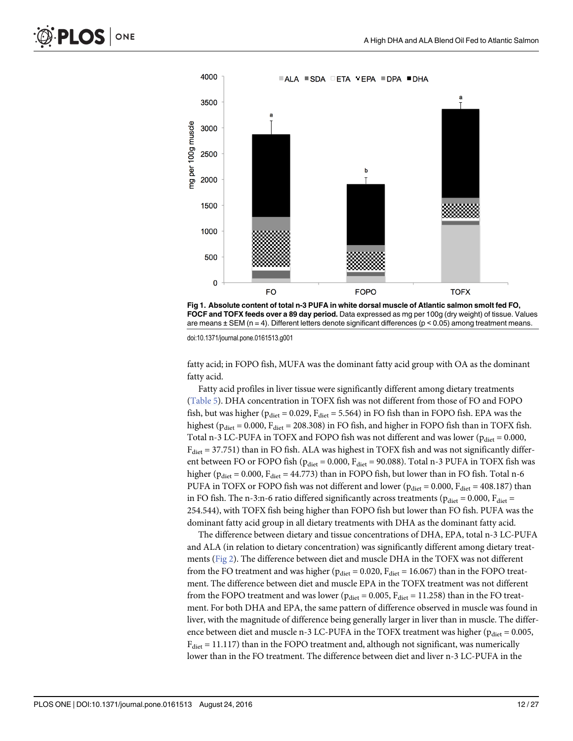**Fig 1. Absolute content of total n-3 PUFA in white dorsal muscle of Atlantic salmon smolt fed FO, FOCF and TOFX feeds over a 89 day period.** Data expressed as mg per 100g (dry weight) of tissue. Values are means ± SEM (n = 4). Different letters denote significant differences (p < 0.05) among treatment means.

doi:10.1371/journal.pone.0161513.g001

fatty acid; in FOPO fish, MUFA was the dominant fatty acid group with OA as the dominant fatty acid.

Fatty acid profiles in liver tissue were significantly different among dietary treatments (Table 5). DHA concentration in TOFX fish was not different from those of FO and FOPO fish, but was higher ($p_{diet} = 0.029$, $F_{diet} = 5.564$) in FO fish than in FOPO fish. EPA was the highest ($p_{diet} = 0.000$, $F_{diet} = 208.308$) in FO fish, and higher in FOPO fish than in TOFX fish. Total n-3 LC-PUFA in TOFX and FOPO fish was not different and was lower ($p_{diet} = 0.000$, $F_{diet} = 37.751$) than in FO fish. ALA was highest in TOFX fish and was not significantly different between FO or FOPO fish ($p_{diet} = 0.000$, $F_{diet} = 90.088$). Total n-3 PUFA in TOFX fish was higher ($p_{diet} = 0.000$, $F_{diet} = 44.773$) than in FOPO fish, but lower than in FO fish. Total n-6 PUFA in TOFX or FOPO fish was not different and lower ($p_{diet} = 0.000$, $F_{diet} = 408.187$) than in FO fish. The n-3:n-6 ratio differed significantly across treatments ($p_{diet} = 0.000$, $F_{diet} = 254.544$), with TOFX fish being higher than FOPO fish but lower than FO fish. PUFA was the dominant fatty acid group in all dietary treatments with DHA as the dominant fatty acid.

The difference between dietary and tissue concentrations of DHA, EPA, total n-3 LC-PUFA and ALA (in relation to dietary concentration) was significantly different among dietary treatments (Fig 2). The difference between diet and muscle DHA in the TOFX was not different from the FO treatment and was higher ($p_{diet} = 0.020$, $F_{diet} = 16.067$) than in the FOPO treatment. The difference between diet and muscle EPA in the TOFX treatment was not different from the FOPO treatment and was lower ($p_{diet} = 0.005$, $F_{diet} = 11.258$) than in the FO treatment. For both DHA and EPA, the same pattern of difference observed in muscle was found in liver, with the magnitude of difference being generally larger in liver than in muscle. The difference between diet and muscle n-3 LC-PUFA in the TOFX treatment was higher ($p_{diet} = 0.005$, $F_{diet} = 11.117$) than in the FOPO treatment and, although not significant, was numerically lower than in the FO treatment. The difference between diet and liver n-3 LC-PUFA in the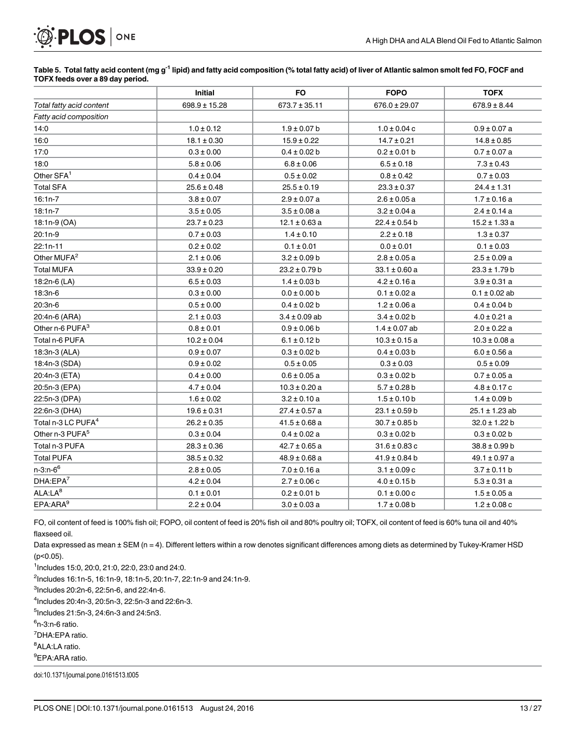**Table 5. Total fatty acid content (mg $g^{-1}$ lipid) and fatty acid composition (% total fatty acid) of liver of Atlantic salmon smolt fed FO, FOCF and TOFX feeds over a 89 day period.**

| | Initial | FO | FOPO | TOFX |
|---|---|---|---|---|
| *Total fatty acid content* | 698.9 ± 15.28 | 673.7 ± 35.11 | 676.0 ± 29.07 | 678.9 ± 8.44 |
| *Fatty acid composition* | | | | |
| 14:0 | 1.0 ± 0.12 | 1.9 ± 0.07 b | 1.0 ± 0.04 c | 0.9 ± 0.07 a |
| 16:0 | 18.1 ± 0.30 | 15.9 ± 0.22 | 14.7 ± 0.21 | 14.8 ± 0.85 |
| 17:0 | 0.3 ± 0.00 | 0.4 ± 0.02 b | 0.2 ± 0.01 b | 0.7 ± 0.07 a |
| 18:0 | 5.8 ± 0.06 | 6.8 ± 0.06 | 6.5 ± 0.18 | 7.3 ± 0.43 |
| Other SFA[1] | 0.4 ± 0.04 | 0.5 ± 0.02 | 0.8 ± 0.42 | 0.7 ± 0.03 |
| Total SFA | 25.6 ± 0.48 | 25.5 ± 0.19 | 23.3 ± 0.37 | 24.4 ± 1.31 |
| 16:1n-7 | 3.8 ± 0.07 | 2.9 ± 0.07 a | 2.6 ± 0.05 a | 1.7 ± 0.16 a |
| 18:1n-7 | 3.5 ± 0.05 | 3.5 ± 0.08 a | 3.2 ± 0.04 a | 2.4 ± 0.14 a |
| 18:1n-9 (OA) | 23.7 ± 0.23 | 12.1 ± 0.63 a | 22.4 ± 0.54 b | 15.2 ± 1.33 a |
| 20:1n-9 | 0.7 ± 0.03 | 1.4 ± 0.10 | 2.2 ± 0.18 | 1.3 ± 0.37 |
| 22:1n-11 | 0.2 ± 0.02 | 0.1 ± 0.01 | 0.0 ± 0.01 | 0.1 ± 0.03 |
| Other MUFA[2] | 2.1 ± 0.06 | 3.2 ± 0.09 b | 2.8 ± 0.05 a | 2.5 ± 0.09 a |
| Total MUFA | 33.9 ± 0.20 | 23.2 ± 0.79 b | 33.1 ± 0.60 a | 23.3 ± 1.79 b |
| 18:2n-6 (LA) | 6.5 ± 0.03 | 1.4 ± 0.03 b | 4.2 ± 0.16 a | 3.9 ± 0.31 a |
| 18:3n-6 | 0.3 ± 0.00 | 0.0 ± 0.00 b | 0.1 ± 0.02 a | 0.1 ± 0.02 ab |
| 20:3n-6 | 0.5 ± 0.00 | 0.4 ± 0.02 b | 1.2 ± 0.06 a | 0.4 ± 0.04 b |
| 20:4n-6 (ARA) | 2.1 ± 0.03 | 3.4 ± 0.09 ab | 3.4 ± 0.02 b | 4.0 ± 0.21 a |
| Other n-6 PUFA[3] | 0.8 ± 0.01 | 0.9 ± 0.06 b | 1.4 ± 0.07 ab | 2.0 ± 0.22 a |
| Total n-6 PUFA | 10.2 ± 0.04 | 6.1 ± 0.12 b | 10.3 ± 0.15 a | 10.3 ± 0.08 a |
| 18:3n-3 (ALA) | 0.9 ± 0.07 | 0.3 ± 0.02 b | 0.4 ± 0.03 b | 6.0 ± 0.56 a |
| 18:4n-3 (SDA) | 0.9 ± 0.02 | 0.5 ± 0.05 | 0.3 ± 0.03 | 0.5 ± 0.09 |
| 20:4n-3 (ETA) | 0.4 ± 0.00 | 0.6 ± 0.05 a | 0.3 ± 0.02 b | 0.7 ± 0.05 a |
| 20:5n-3 (EPA) | 4.7 ± 0.04 | 10.3 ± 0.20 a | 5.7 ± 0.28 b | 4.8 ± 0.17 c |
| 22:5n-3 (DPA) | 1.6 ± 0.02 | 3.2 ± 0.10 a | 1.5 ± 0.10 b | 1.4 ± 0.09 b |
| 22:6n-3 (DHA) | 19.6 ± 0.31 | 27.4 ± 0.57 a | 23.1 ± 0.59 b | 25.1 ± 1.23 ab |
| Total n-3 LC PUFA[4] | 26.2 ± 0.35 | 41.5 ± 0.68 a | 30.7 ± 0.85 b | 32.0 ± 1.22 b |
| Other n-3 PUFA[5] | 0.3 ± 0.04 | 0.4 ± 0.02 a | 0.3 ± 0.02 b | 0.3 ± 0.02 b |
| Total n-3 PUFA | 28.3 ± 0.36 | 42.7 ± 0.65 a | 31.6 ± 0.83 c | 38.8 ± 0.99 b |
| Total PUFA | 38.5 ± 0.32 | 48.9 ± 0.68 a | 41.9 ± 0.84 b | 49.1 ± 0.97 a |
| n-3:n-6[6] | 2.8 ± 0.05 | 7.0 ± 0.16 a | 3.1 ± 0.09 c | 3.7 ± 0.11 b |
| DHA:EPA[7] | 4.2 ± 0.04 | 2.7 ± 0.06 c | 4.0 ± 0.15 b | 5.3 ± 0.31 a |
| ALA:LA[8] | 0.1 ± 0.01 | 0.2 ± 0.01 b | 0.1 ± 0.00 c | 1.5 ± 0.05 a |
| EPA:ARA[9] | 2.2 ± 0.04 | 3.0 ± 0.03 a | 1.7 ± 0.08 b | 1.2 ± 0.08 c |

FO, oil content of feed is 100% fish oil; FOPO, oil content of feed is 20% fish oil and 80% poultry oil; TOFX, oil content of feed is 60% tuna oil and 40% flaxseed oil.

Data expressed as mean ± SEM (n = 4). Different letters within a row denotes significant differences among diets as determined by Tukey-Kramer HSD ($p<0.05$).

[1]Includes 15:0, 20:0, 21:0, 22:0, 23:0 and 24:0.

[2]Includes 16:1n-5, 16:1n-9, 18:1n-5, 20:1n-7, 22:1n-9 and 24:1n-9.

[3]Includes 20:2n-6, 22:5n-6, and 22:4n-6.

[4]Includes 20:4n-3, 20:5n-3, 22:5n-3 and 22:6n-3.

[5]Includes 21:5n-3, 24:6n-3 and 24:5n3.

[6]n-3:n-6 ratio.

[7]DHA:EPA ratio.

[8]ALA:LA ratio.

[9]EPA:ARA ratio.

doi:10.1371/journal.pone.0161513.t005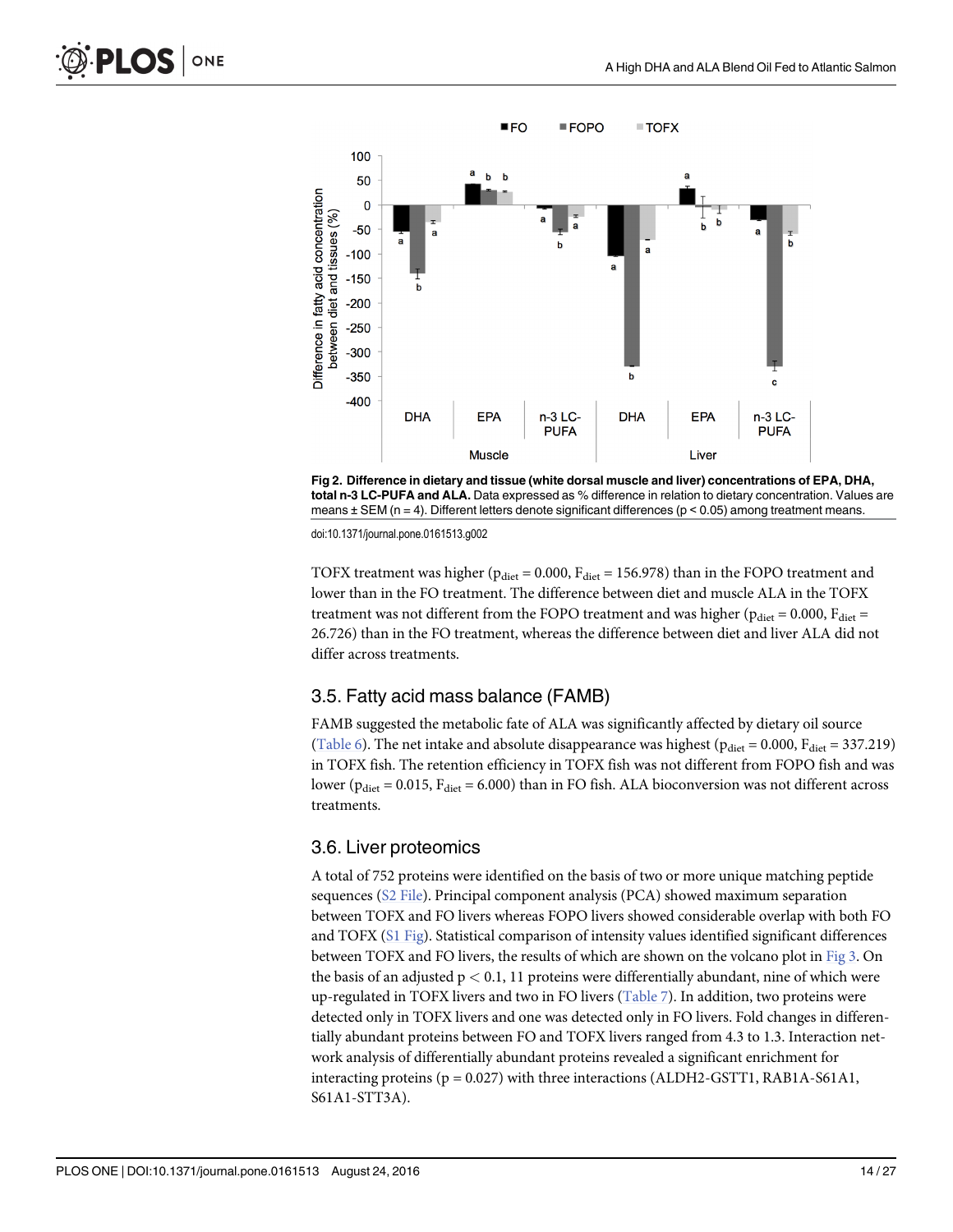Fig 2. Difference in dietary and tissue (white dorsal muscle and liver) concentrations of EPA, DHA, total n-3 LC-PUFA and ALA. Data expressed as % difference in relation to dietary concentration. Values are means ± SEM (n = 4). Different letters denote significant differences (p < 0.05) among treatment means.

doi:10.1371/journal.pone.0161513.g002

TOFX treatment was higher ($p_{diet} = 0.000$, $F_{diet} = 156.978$) than in the FOPO treatment and lower than in the FO treatment. The difference between diet and muscle ALA in the TOFX treatment was not different from the FOPO treatment and was higher ($p_{diet} = 0.000$, $F_{diet} = 26.726$) than in the FO treatment, whereas the difference between diet and liver ALA did not differ across treatments.

## 3.5. Fatty acid mass balance (FAMB)

FAMB suggested the metabolic fate of ALA was significantly affected by dietary oil source (Table 6). The net intake and absolute disappearance was highest ($p_{diet} = 0.000$, $F_{diet} = 337.219$) in TOFX fish. The retention efficiency in TOFX fish was not different from FOPO fish and was lower ($p_{diet} = 0.015$, $F_{diet} = 6.000$) than in FO fish. ALA bioconversion was not different across treatments.

## 3.6. Liver proteomics

A total of 752 proteins were identified on the basis of two or more unique matching peptide sequences (S2 File). Principal component analysis (PCA) showed maximum separation between TOFX and FO livers whereas FOPO livers showed considerable overlap with both FO and TOFX (S1 Fig). Statistical comparison of intensity values identified significant differences between TOFX and FO livers, the results of which are shown on the volcano plot in Fig 3. On the basis of an adjusted $p < 0.1$, 11 proteins were differentially abundant, nine of which were up-regulated in TOFX livers and two in FO livers (Table 7). In addition, two proteins were detected only in TOFX livers and one was detected only in FO livers. Fold changes in differentially abundant proteins between FO and TOFX livers ranged from 4.3 to 1.3. Interaction network analysis of differentially abundant proteins revealed a significant enrichment for interacting proteins ($p = 0.027$) with three interactions (ALDH2-GSTT1, RAB1A-S61A1, S61A1-STT3A).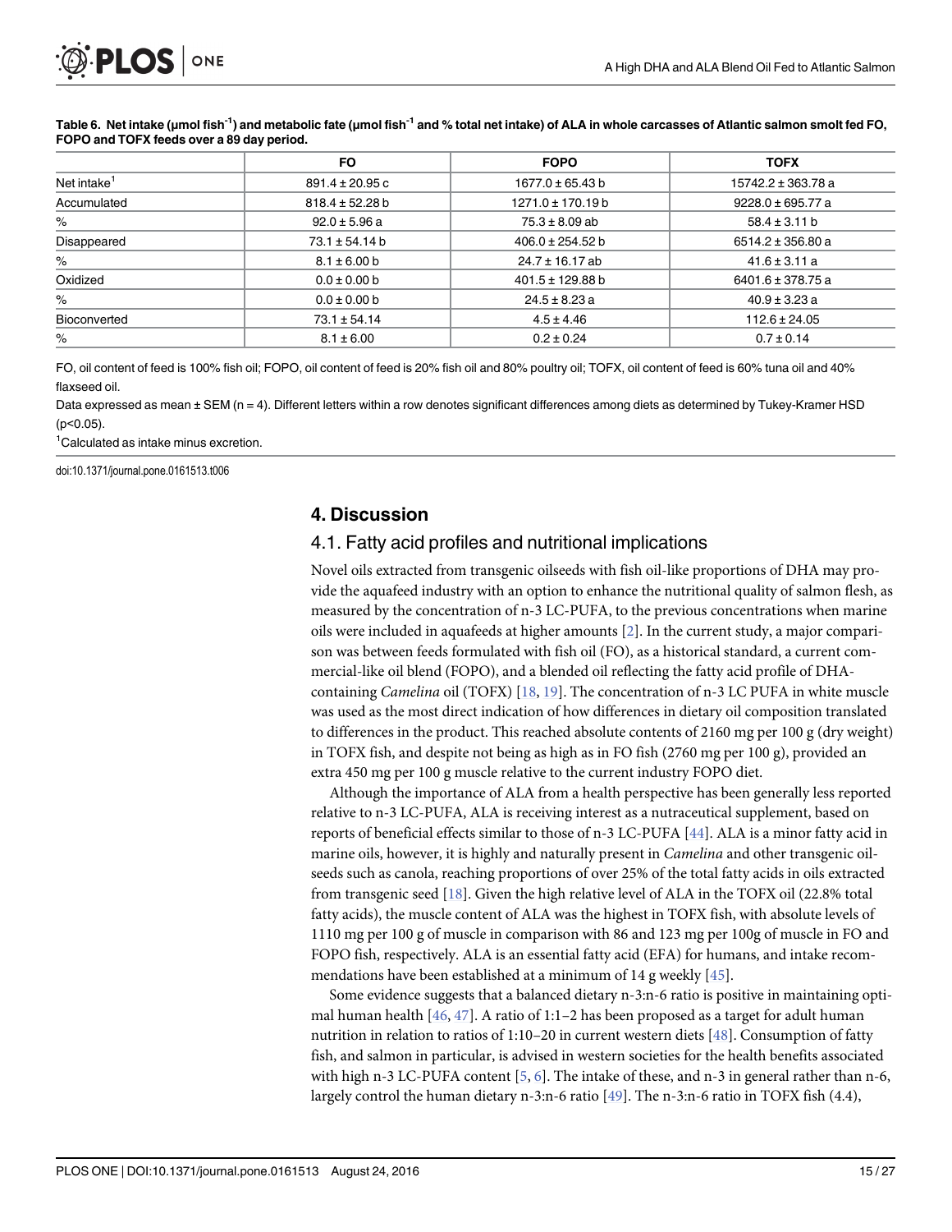**Table 6. Net intake (μmol fish$^{-1}$) and metabolic fate (μmol fish$^{-1}$ and % total net intake) of ALA in whole carcasses of Atlantic salmon smolt fed FO, FOPO and TOFX feeds over a 89 day period.**

| | FO | FOPO | TOFX |
|---|---|---|---|
| Net intake[1] | 891.4 ± 20.95 c | 1677.0 ± 65.43 b | 15742.2 ± 363.78 a |
| Accumulated | 818.4 ± 52.28 b | 1271.0 ± 170.19 b | 9228.0 ± 695.77 a |
| % | 92.0 ± 5.96 a | 75.3 ± 8.09 ab | 58.4 ± 3.11 b |
| Disappeared | 73.1 ± 54.14 b | 406.0 ± 254.52 b | 6514.2 ± 356.80 a |
| % | 8.1 ± 6.00 b | 24.7 ± 16.17 ab | 41.6 ± 3.11 a |
| Oxidized | 0.0 ± 0.00 b | 401.5 ± 129.88 b | 6401.6 ± 378.75 a |
| % | 0.0 ± 0.00 b | 24.5 ± 8.23 a | 40.9 ± 3.23 a |
| Bioconverted | 73.1 ± 54.14 | 4.5 ± 4.46 | 112.6 ± 24.05 |
| % | 8.1 ± 6.00 | 0.2 ± 0.24 | 0.7 ± 0.14 |

FO, oil content of feed is 100% fish oil; FOPO, oil content of feed is 20% fish oil and 80% poultry oil; TOFX, oil content of feed is 60% tuna oil and 40% flaxseed oil.

Data expressed as mean ± SEM (n = 4). Different letters within a row denotes significant differences among diets as determined by Tukey-Kramer HSD ($p<0.05$).

[1]Calculated as intake minus excretion.

doi:10.1371/journal.pone.0161513.t006

## 4. Discussion

### 4.1. Fatty acid profiles and nutritional implications

Novel oils extracted from transgenic oilseeds with fish oil-like proportions of DHA may provide the aquafeed industry with an option to enhance the nutritional quality of salmon flesh, as measured by the concentration of n-3 LC-PUFA, to the previous concentrations when marine oils were included in aquafeeds at higher amounts [2]. In the current study, a major comparison was between feeds formulated with fish oil (FO), as a historical standard, a current commercial-like oil blend (FOPO), and a blended oil reflecting the fatty acid profile of DHA-containing *Camelina* oil (TOFX) [18, 19]. The concentration of n-3 LC PUFA in white muscle was used as the most direct indication of how differences in dietary oil composition translated to differences in the product. This reached absolute contents of 2160 mg per 100 g (dry weight) in TOFX fish, and despite not being as high as in FO fish (2760 mg per 100 g), provided an extra 450 mg per 100 g muscle relative to the current industry FOPO diet.

Although the importance of ALA from a health perspective has been generally less reported relative to n-3 LC-PUFA, ALA is receiving interest as a nutraceutical supplement, based on reports of beneficial effects similar to those of n-3 LC-PUFA [44]. ALA is a minor fatty acid in marine oils, however, it is highly and naturally present in *Camelina* and other transgenic oilseeds such as canola, reaching proportions of over 25% of the total fatty acids in oils extracted from transgenic seed [18]. Given the high relative level of ALA in the TOFX oil (22.8% total fatty acids), the muscle content of ALA was the highest in TOFX fish, with absolute levels of 1110 mg per 100 g of muscle in comparison with 86 and 123 mg per 100g of muscle in FO and FOPO fish, respectively. ALA is an essential fatty acid (EFA) for humans, and intake recommendations have been established at a minimum of 14 g weekly [45].

Some evidence suggests that a balanced dietary n-3:n-6 ratio is positive in maintaining optimal human health [46, 47]. A ratio of 1:1–2 has been proposed as a target for adult human nutrition in relation to ratios of 1:10–20 in current western diets [48]. Consumption of fatty fish, and salmon in particular, is advised in western societies for the health benefits associated with high n-3 LC-PUFA content [5, 6]. The intake of these, and n-3 in general rather than n-6, largely control the human dietary n-3:n-6 ratio [49]. The n-3:n-6 ratio in TOFX fish (4.4),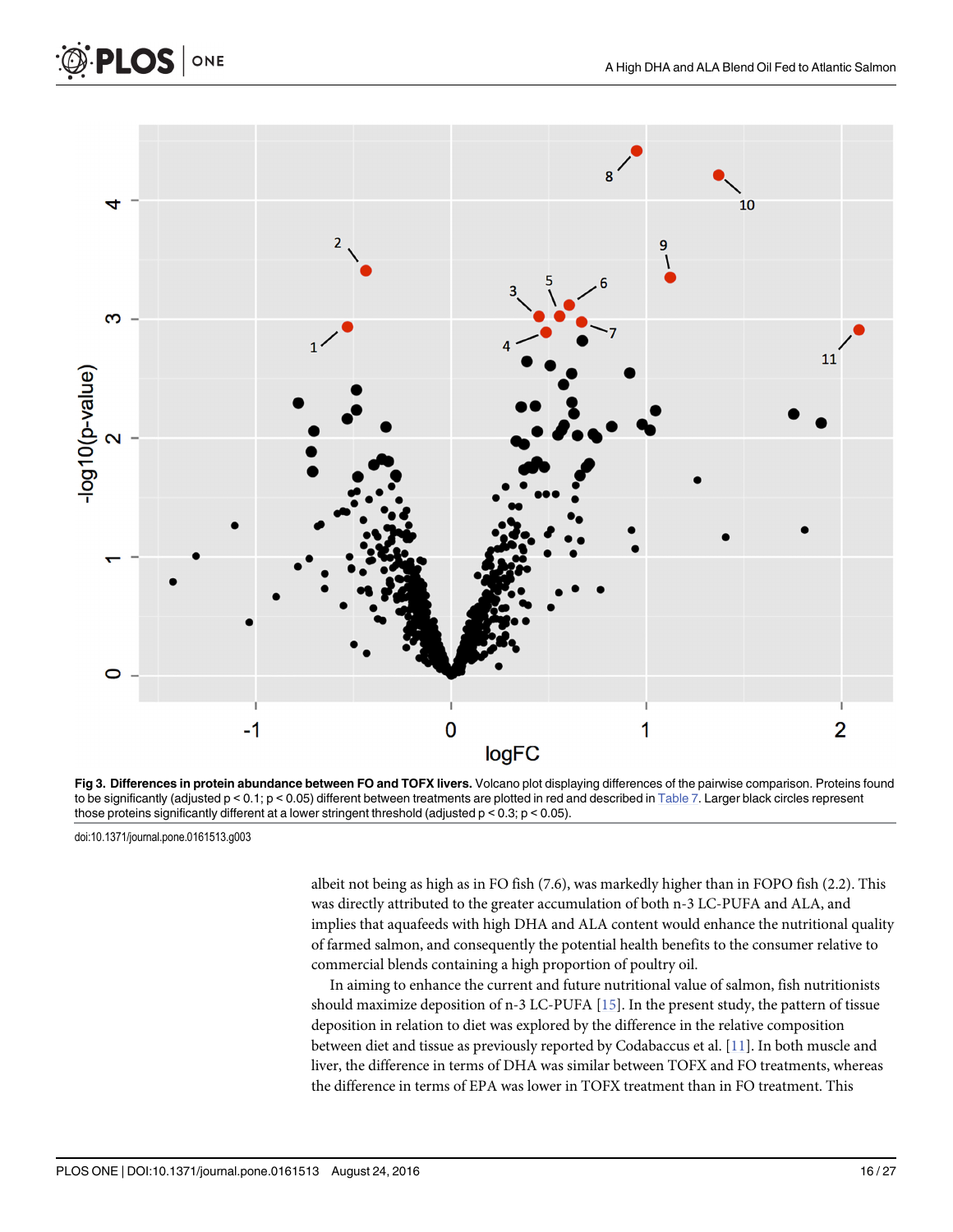**Fig 3. Differences in protein abundance between FO and TOFX livers.** Volcano plot displaying differences of the pairwise comparison. Proteins found to be significantly (adjusted $p < 0.1$; $p < 0.05$) different between treatments are plotted in red and described in Table 7. Larger black circles represent those proteins significantly different at a lower stringent threshold (adjusted $p < 0.3$; $p < 0.05$).

doi:10.1371/journal.pone.0161513.g003

albeit not being as high as in FO fish (7.6), was markedly higher than in FOPO fish (2.2). This was directly attributed to the greater accumulation of both n-3 LC-PUFA and ALA, and implies that aquafeeds with high DHA and ALA content would enhance the nutritional quality of farmed salmon, and consequently the potential health benefits to the consumer relative to commercial blends containing a high proportion of poultry oil.

In aiming to enhance the current and future nutritional value of salmon, fish nutritionists should maximize deposition of n-3 LC-PUFA [15]. In the present study, the pattern of tissue deposition in relation to diet was explored by the difference in the relative composition between diet and tissue as previously reported by Codabaccus et al. [11]. In both muscle and liver, the difference in terms of DHA was similar between TOFX and FO treatments, whereas the difference in terms of EPA was lower in TOFX treatment than in FO treatment. This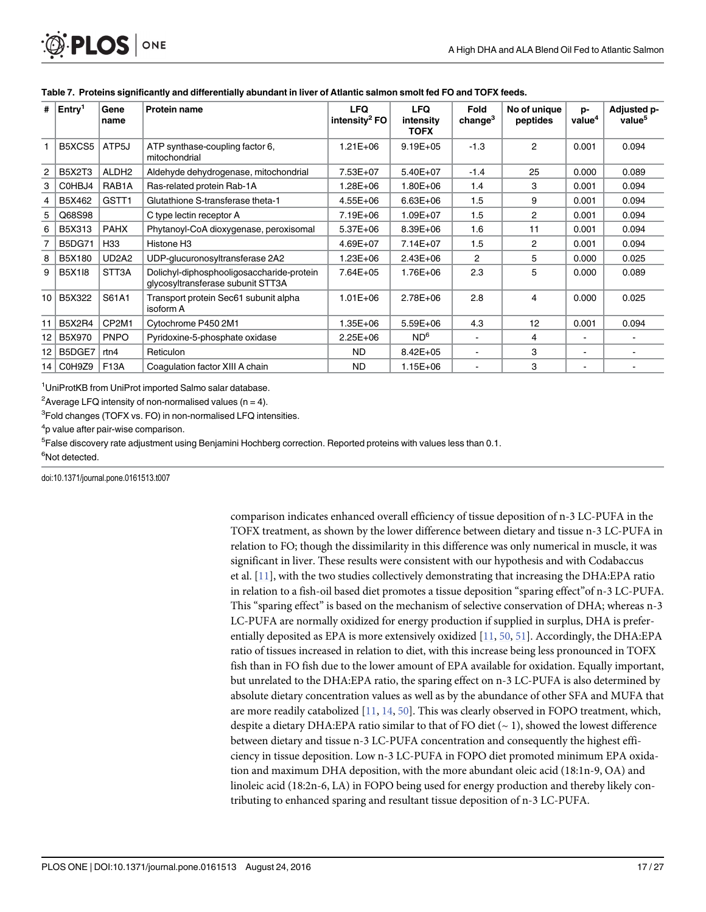**Table 7. Proteins significantly and differentially abundant in liver of Atlantic salmon smolt fed FO and TOFX feeds.**

| # | Entry[1] | Gene name | Protein name | LFQ intensity[2] FO | LFQ intensity TOFX | Fold change[3] | No of unique peptides | p-value[4] | Adjusted p-value[5] |
|---|---|---|---|---|---|---|---|---|---|
| 1 | B5XCS5 | ATP5J | ATP synthase-coupling factor 6, mitochondrial | 1.21E+06 | 9.19E+05 | -1.3 | 2 | 0.001 | 0.094 |
| 2 | B5X2T3 | ALDH2 | Aldehyde dehydrogenase, mitochondrial | 7.53E+07 | 5.40E+07 | -1.4 | 25 | 0.000 | 0.089 |
| 3 | C0HBJ4 | RAB1A | Ras-related protein Rab-1A | 1.28E+06 | 1.80E+06 | 1.4 | 3 | 0.001 | 0.094 |
| 4 | B5X462 | GSTT1 | Glutathione S-transferase theta-1 | 4.55E+06 | 6.63E+06 | 1.5 | 9 | 0.001 | 0.094 |
| 5 | Q68S98 | | C type lectin receptor A | 7.19E+06 | 1.09E+07 | 1.5 | 2 | 0.001 | 0.094 |
| 6 | B5X313 | PAHX | Phytanoyl-CoA dioxygenase, peroxisomal | 5.37E+06 | 8.39E+06 | 1.6 | 11 | 0.001 | 0.094 |
| 7 | B5DG71 | H33 | Histone H3 | 4.69E+07 | 7.14E+07 | 1.5 | 2 | 0.001 | 0.094 |
| 8 | B5X180 | UD2A2 | UDP-glucuronosyltransferase 2A2 | 1.23E+06 | 2.43E+06 | 2 | 5 | 0.000 | 0.025 |
| 9 | B5X1I8 | STT3A | Dolichyl-diphosphooligosaccharide-protein glycosyltransferase subunit STT3A | 7.64E+05 | 1.76E+06 | 2.3 | 5 | 0.000 | 0.089 |
| 10 | B5X322 | S61A1 | Transport protein Sec61 subunit alpha isoform A | 1.01E+06 | 2.78E+06 | 2.8 | 4 | 0.000 | 0.025 |
| 11 | B5X2R4 | CP2M1 | Cytochrome P450 2M1 | 1.35E+06 | 5.59E+06 | 4.3 | 12 | 0.001 | 0.094 |
| 12 | B5X970 | PNPO | Pyridoxine-5-phosphate oxidase | 2.25E+06 | ND[6] | - | 4 | - | - |
| 12 | B5DGE7 | rtn4 | Reticulon | ND | 8.42E+05 | - | 3 | - | - |
| 14 | C0H9Z9 | F13A | Coagulation factor XIII A chain | ND | 1.15E+06 | - | 3 | - | - |

[1]UniProtKB from UniProt imported Salmo salar database.

[2]Average LFQ intensity of non-normalised values (n = 4).

[3]Fold changes (TOFX vs. FO) in non-normalised LFQ intensities.

[4]p value after pair-wise comparison.

[5]False discovery rate adjustment using Benjamini Hochberg correction. Reported proteins with values less than 0.1.

[6]Not detected.

doi:10.1371/journal.pone.0161513.t007

comparison indicates enhanced overall efficiency of tissue deposition of n-3 LC-PUFA in the TOFX treatment, as shown by the lower difference between dietary and tissue n-3 LC-PUFA in relation to FO; though the dissimilarity in this difference was only numerical in muscle, it was significant in liver. These results were consistent with our hypothesis and with Codabaccus et al. [11], with the two studies collectively demonstrating that increasing the DHA:EPA ratio in relation to a fish-oil based diet promotes a tissue deposition "sparing effect"of n-3 LC-PUFA. This "sparing effect" is based on the mechanism of selective conservation of DHA; whereas n-3 LC-PUFA are normally oxidized for energy production if supplied in surplus, DHA is preferentially deposited as EPA is more extensively oxidized [11, 50, 51]. Accordingly, the DHA:EPA ratio of tissues increased in relation to diet, with this increase being less pronounced in TOFX fish than in FO fish due to the lower amount of EPA available for oxidation. Equally important, but unrelated to the DHA:EPA ratio, the sparing effect on n-3 LC-PUFA is also determined by absolute dietary concentration values as well as by the abundance of other SFA and MUFA that are more readily catabolized [11, 14, 50]. This was clearly observed in FOPO treatment, which, despite a dietary DHA:EPA ratio similar to that of FO diet (~ 1), showed the lowest difference between dietary and tissue n-3 LC-PUFA concentration and consequently the highest efficiency in tissue deposition. Low n-3 LC-PUFA in FOPO diet promoted minimum EPA oxidation and maximum DHA deposition, with the more abundant oleic acid (18:1n-9, OA) and linoleic acid (18:2n-6, LA) in FOPO being used for energy production and thereby likely contributing to enhanced sparing and resultant tissue deposition of n-3 LC-PUFA.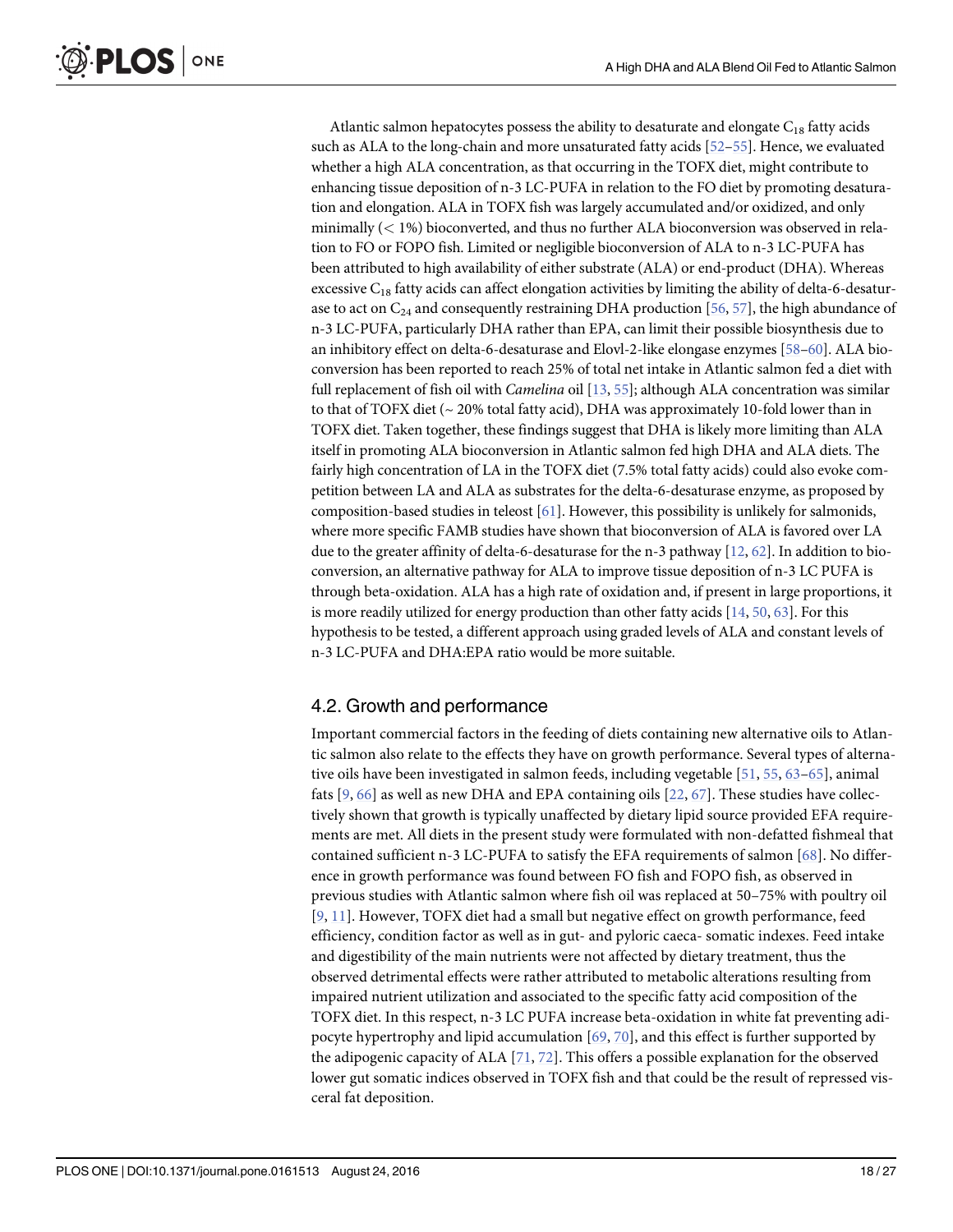Atlantic salmon hepatocytes possess the ability to desaturate and elongate $C_{18}$ fatty acids such as ALA to the long-chain and more unsaturated fatty acids [52–55]. Hence, we evaluated whether a high ALA concentration, as that occurring in the TOFX diet, might contribute to enhancing tissue deposition of n-3 LC-PUFA in relation to the FO diet by promoting desaturation and elongation. ALA in TOFX fish was largely accumulated and/or oxidized, and only minimally ($< 1\%$) bioconverted, and thus no further ALA bioconversion was observed in relation to FO or FOPO fish. Limited or negligible bioconversion of ALA to n-3 LC-PUFA has been attributed to high availability of either substrate (ALA) or end-product (DHA). Whereas excessive $C_{18}$ fatty acids can affect elongation activities by limiting the ability of delta-6-desaturase to act on $C_{24}$ and consequently restraining DHA production [56, 57], the high abundance of n-3 LC-PUFA, particularly DHA rather than EPA, can limit their possible biosynthesis due to an inhibitory effect on delta-6-desaturase and Elovl-2-like elongase enzymes [58–60]. ALA bioconversion has been reported to reach 25% of total net intake in Atlantic salmon fed a diet with full replacement of fish oil with *Camelina* oil [13, 55]; although ALA concentration was similar to that of TOFX diet (~ 20% total fatty acid), DHA was approximately 10-fold lower than in TOFX diet. Taken together, these findings suggest that DHA is likely more limiting than ALA itself in promoting ALA bioconversion in Atlantic salmon fed high DHA and ALA diets. The fairly high concentration of LA in the TOFX diet (7.5% total fatty acids) could also evoke competition between LA and ALA as substrates for the delta-6-desaturase enzyme, as proposed by composition-based studies in teleost [61]. However, this possibility is unlikely for salmonids, where more specific FAMB studies have shown that bioconversion of ALA is favored over LA due to the greater affinity of delta-6-desaturase for the n-3 pathway [12, 62]. In addition to bioconversion, an alternative pathway for ALA to improve tissue deposition of n-3 LC PUFA is through beta-oxidation. ALA has a high rate of oxidation and, if present in large proportions, it is more readily utilized for energy production than other fatty acids [14, 50, 63]. For this hypothesis to be tested, a different approach using graded levels of ALA and constant levels of n-3 LC-PUFA and DHA:EPA ratio would be more suitable.

## 4.2. Growth and performance

Important commercial factors in the feeding of diets containing new alternative oils to Atlantic salmon also relate to the effects they have on growth performance. Several types of alternative oils have been investigated in salmon feeds, including vegetable [51, 55, 63–65], animal fats [9, 66] as well as new DHA and EPA containing oils [22, 67]. These studies have collectively shown that growth is typically unaffected by dietary lipid source provided EFA requirements are met. All diets in the present study were formulated with non-defatted fishmeal that contained sufficient n-3 LC-PUFA to satisfy the EFA requirements of salmon [68]. No difference in growth performance was found between FO fish and FOPO fish, as observed in previous studies with Atlantic salmon where fish oil was replaced at 50–75% with poultry oil [9, 11]. However, TOFX diet had a small but negative effect on growth performance, feed efficiency, condition factor as well as in gut- and pyloric caeca- somatic indexes. Feed intake and digestibility of the main nutrients were not affected by dietary treatment, thus the observed detrimental effects were rather attributed to metabolic alterations resulting from impaired nutrient utilization and associated to the specific fatty acid composition of the TOFX diet. In this respect, n-3 LC PUFA increase beta-oxidation in white fat preventing adipocyte hypertrophy and lipid accumulation [69, 70], and this effect is further supported by the adipogenic capacity of ALA [71, 72]. This offers a possible explanation for the observed lower gut somatic indices observed in TOFX fish and that could be the result of repressed visceral fat deposition.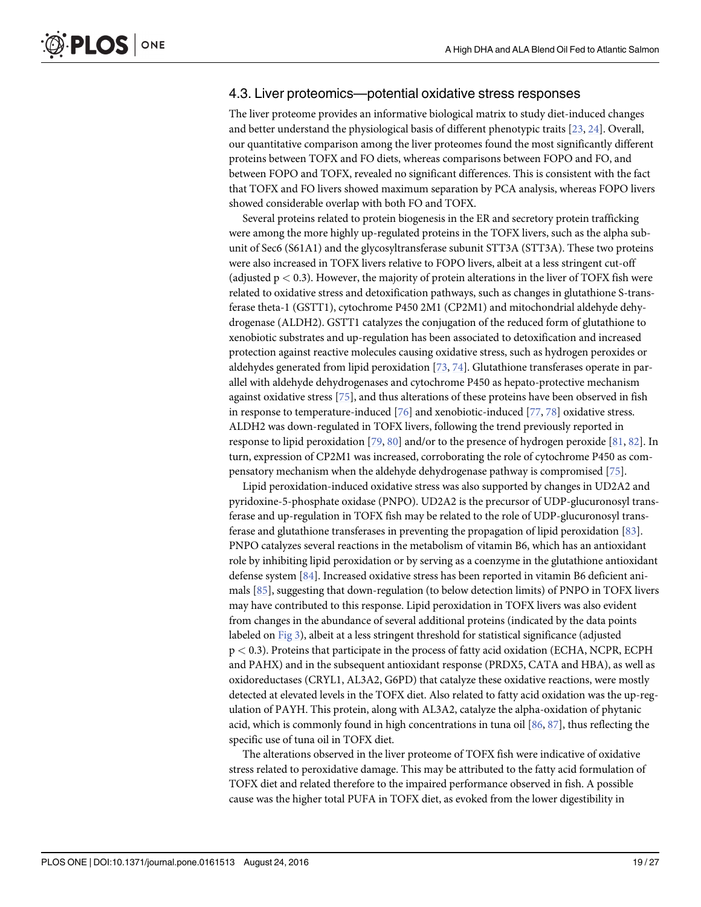## 4.3. Liver proteomics—potential oxidative stress responses

The liver proteome provides an informative biological matrix to study diet-induced changes and better understand the physiological basis of different phenotypic traits [23, 24]. Overall, our quantitative comparison among the liver proteomes found the most significantly different proteins between TOFX and FO diets, whereas comparisons between FOPO and FO, and between FOPO and TOFX, revealed no significant differences. This is consistent with the fact that TOFX and FO livers showed maximum separation by PCA analysis, whereas FOPO livers showed considerable overlap with both FO and TOFX.

Several proteins related to protein biogenesis in the ER and secretory protein trafficking were among the more highly up-regulated proteins in the TOFX livers, such as the alpha subunit of Sec6 (S61A1) and the glycosyltransferase subunit STT3A (STT3A). These two proteins were also increased in TOFX livers relative to FOPO livers, albeit at a less stringent cut-off (adjusted $p < 0.3$). However, the majority of protein alterations in the liver of TOFX fish were related to oxidative stress and detoxification pathways, such as changes in glutathione S-transferase theta-1 (GSTT1), cytochrome P450 2M1 (CP2M1) and mitochondrial aldehyde dehydrogenase (ALDH2). GSTT1 catalyzes the conjugation of the reduced form of glutathione to xenobiotic substrates and up-regulation has been associated to detoxification and increased protection against reactive molecules causing oxidative stress, such as hydrogen peroxides or aldehydes generated from lipid peroxidation [73, 74]. Glutathione transferases operate in parallel with aldehyde dehydrogenases and cytochrome P450 as hepato-protective mechanism against oxidative stress [75], and thus alterations of these proteins have been observed in fish in response to temperature-induced [76] and xenobiotic-induced [77, 78] oxidative stress. ALDH2 was down-regulated in TOFX livers, following the trend previously reported in response to lipid peroxidation [79, 80] and/or to the presence of hydrogen peroxide [81, 82]. In turn, expression of CP2M1 was increased, corroborating the role of cytochrome P450 as compensatory mechanism when the aldehyde dehydrogenase pathway is compromised [75].

Lipid peroxidation-induced oxidative stress was also supported by changes in UD2A2 and pyridoxine-5-phosphate oxidase (PNPO). UD2A2 is the precursor of UDP-glucuronosyl transferase and up-regulation in TOFX fish may be related to the role of UDP-glucuronosyl transferase and glutathione transferases in preventing the propagation of lipid peroxidation [83]. PNPO catalyzes several reactions in the metabolism of vitamin B6, which has an antioxidant role by inhibiting lipid peroxidation or by serving as a coenzyme in the glutathione antioxidant defense system [84]. Increased oxidative stress has been reported in vitamin B6 deficient animals [85], suggesting that down-regulation (to below detection limits) of PNPO in TOFX livers may have contributed to this response. Lipid peroxidation in TOFX livers was also evident from changes in the abundance of several additional proteins (indicated by the data points labeled on Fig 3), albeit at a less stringent threshold for statistical significance (adjusted $p < 0.3$). Proteins that participate in the process of fatty acid oxidation (ECHA, NCPR, ECPH and PAHX) and in the subsequent antioxidant response (PRDX5, CATA and HBA), as well as oxidoreductases (CRYL1, AL3A2, G6PD) that catalyze these oxidative reactions, were mostly detected at elevated levels in the TOFX diet. Also related to fatty acid oxidation was the up-regulation of PAYH. This protein, along with AL3A2, catalyze the alpha-oxidation of phytanic acid, which is commonly found in high concentrations in tuna oil [86, 87], thus reflecting the specific use of tuna oil in TOFX diet.

The alterations observed in the liver proteome of TOFX fish were indicative of oxidative stress related to peroxidative damage. This may be attributed to the fatty acid formulation of TOFX diet and related therefore to the impaired performance observed in fish. A possible cause was the higher total PUFA in TOFX diet, as evoked from the lower digestibility in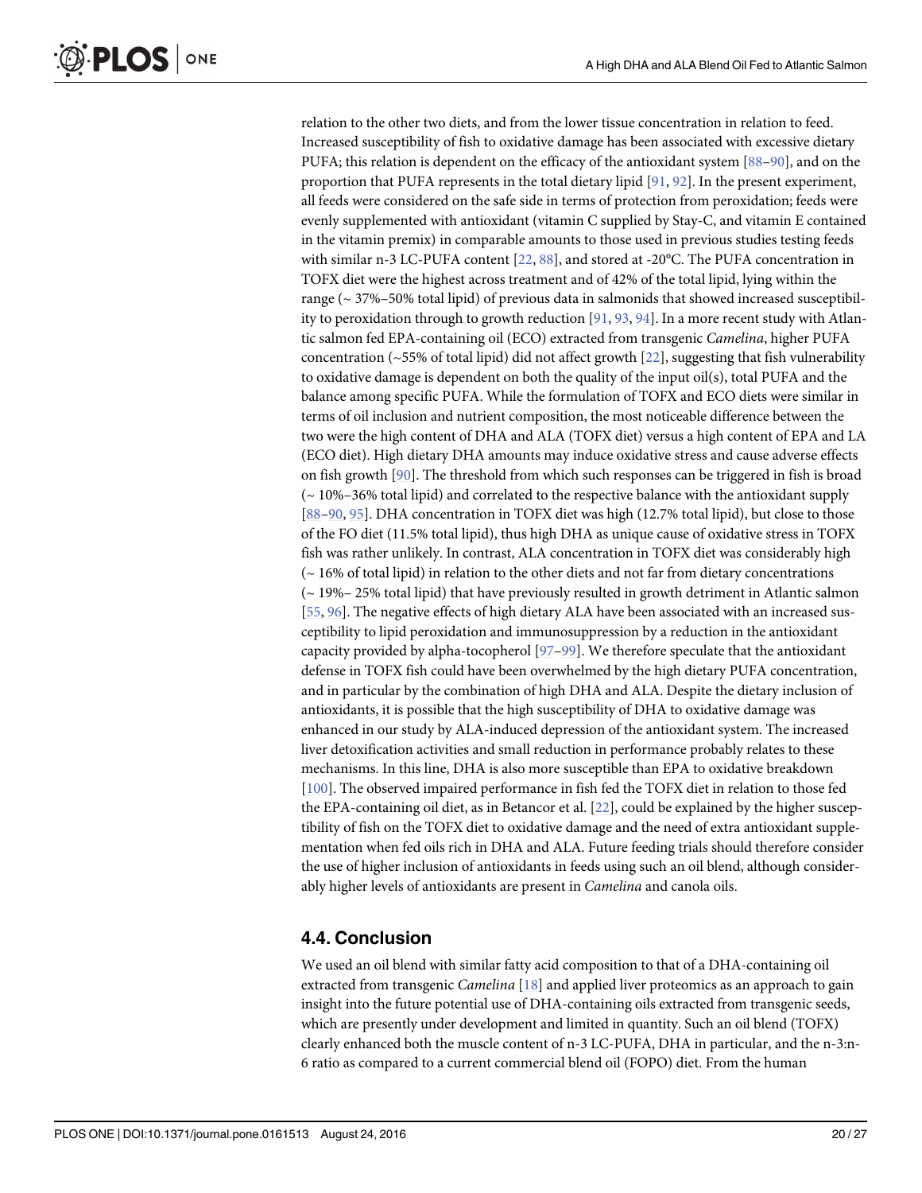relation to the other two diets, and from the lower tissue concentration in relation to feed. Increased susceptibility of fish to oxidative damage has been associated with excessive dietary PUFA; this relation is dependent on the efficacy of the antioxidant system [88–90], and on the proportion that PUFA represents in the total dietary lipid [91, 92]. In the present experiment, all feeds were considered on the safe side in terms of protection from peroxidation; feeds were evenly supplemented with antioxidant (vitamin C supplied by Stay-C, and vitamin E contained in the vitamin premix) in comparable amounts to those used in previous studies testing feeds with similar n-3 LC-PUFA content [22, 88], and stored at -20°C. The PUFA concentration in TOFX diet were the highest across treatment and of 42% of the total lipid, lying within the range (~ 37%–50% total lipid) of previous data in salmonids that showed increased susceptibility to peroxidation through to growth reduction [91, 93, 94]. In a more recent study with Atlantic salmon fed EPA-containing oil (ECO) extracted from transgenic *Camelina*, higher PUFA concentration (~55% of total lipid) did not affect growth [22], suggesting that fish vulnerability to oxidative damage is dependent on both the quality of the input oil(s), total PUFA and the balance among specific PUFA. While the formulation of TOFX and ECO diets were similar in terms of oil inclusion and nutrient composition, the most noticeable difference between the two were the high content of DHA and ALA (TOFX diet) versus a high content of EPA and LA (ECO diet). High dietary DHA amounts may induce oxidative stress and cause adverse effects on fish growth [90]. The threshold from which such responses can be triggered in fish is broad (~ 10%–36% total lipid) and correlated to the respective balance with the antioxidant supply [88–90, 95]. DHA concentration in TOFX diet was high (12.7% total lipid), but close to those of the FO diet (11.5% total lipid), thus high DHA as unique cause of oxidative stress in TOFX fish was rather unlikely. In contrast, ALA concentration in TOFX diet was considerably high (~ 16% of total lipid) in relation to the other diets and not far from dietary concentrations (~ 19%– 25% total lipid) that have previously resulted in growth detriment in Atlantic salmon [55, 96]. The negative effects of high dietary ALA have been associated with an increased susceptibility to lipid peroxidation and immunosuppression by a reduction in the antioxidant capacity provided by alpha-tocopherol [97–99]. We therefore speculate that the antioxidant defense in TOFX fish could have been overwhelmed by the high dietary PUFA concentration, and in particular by the combination of high DHA and ALA. Despite the dietary inclusion of antioxidants, it is possible that the high susceptibility of DHA to oxidative damage was enhanced in our study by ALA-induced depression of the antioxidant system. The increased liver detoxification activities and small reduction in performance probably relates to these mechanisms. In this line, DHA is also more susceptible than EPA to oxidative breakdown [100]. The observed impaired performance in fish fed the TOFX diet in relation to those fed the EPA-containing oil diet, as in Betancor et al. [22], could be explained by the higher susceptibility of fish on the TOFX diet to oxidative damage and the need of extra antioxidant supplementation when fed oils rich in DHA and ALA. Future feeding trials should therefore consider the use of higher inclusion of antioxidants in feeds using such an oil blend, although considerably higher levels of antioxidants are present in *Camelina* and canola oils.

## 4.4. Conclusion

We used an oil blend with similar fatty acid composition to that of a DHA-containing oil extracted from transgenic *Camelina* [18] and applied liver proteomics as an approach to gain insight into the future potential use of DHA-containing oils extracted from transgenic seeds, which are presently under development and limited in quantity. Such an oil blend (TOFX) clearly enhanced both the muscle content of n-3 LC-PUFA, DHA in particular, and the n-3:n-6 ratio as compared to a current commercial blend oil (FOPO) diet. From the human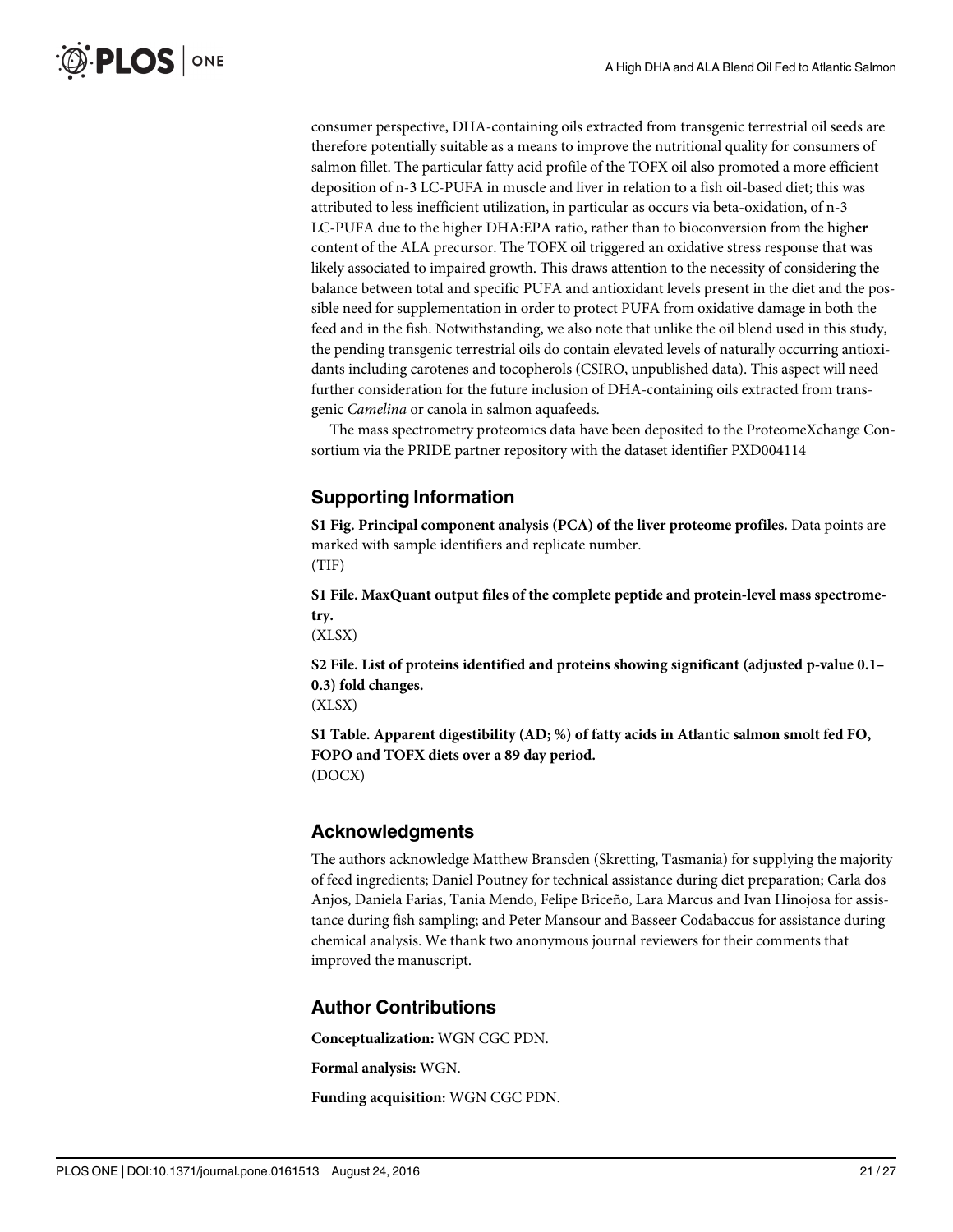consumer perspective, DHA-containing oils extracted from transgenic terrestrial oil seeds are therefore potentially suitable as a means to improve the nutritional quality for consumers of salmon fillet. The particular fatty acid profile of the TOFX oil also promoted a more efficient deposition of n-3 LC-PUFA in muscle and liver in relation to a fish oil-based diet; this was attributed to less inefficient utilization, in particular as occurs via beta-oxidation, of n-3 LC-PUFA due to the higher DHA:EPA ratio, rather than to bioconversion from the higher content of the ALA precursor. The TOFX oil triggered an oxidative stress response that was likely associated to impaired growth. This draws attention to the necessity of considering the balance between total and specific PUFA and antioxidant levels present in the diet and the possible need for supplementation in order to protect PUFA from oxidative damage in both the feed and in the fish. Notwithstanding, we also note that unlike the oil blend used in this study, the pending transgenic terrestrial oils do contain elevated levels of naturally occurring antioxidants including carotenes and tocopherols (CSIRO, unpublished data). This aspect will need further consideration for the future inclusion of DHA-containing oils extracted from transgenic *Camelina* or canola in salmon aquafeeds.

The mass spectrometry proteomics data have been deposited to the ProteomeXchange Consortium via the PRIDE partner repository with the dataset identifier PXD004114

## Supporting Information

**S1 Fig. Principal component analysis (PCA) of the liver proteome profiles.** Data points are marked with sample identifiers and replicate number.
(TIF)

**S1 File. MaxQuant output files of the complete peptide and protein-level mass spectrometry.**
(XLSX)

**S2 File. List of proteins identified and proteins showing significant (adjusted p-value 0.1–0.3) fold changes.**
(XLSX)

**S1 Table. Apparent digestibility (AD; %) of fatty acids in Atlantic salmon smolt fed FO, FOPO and TOFX diets over a 89 day period.**
(DOCX)

## Acknowledgments

The authors acknowledge Matthew Bransden (Skretting, Tasmania) for supplying the majority of feed ingredients; Daniel Poutney for technical assistance during diet preparation; Carla dos Anjos, Daniela Farias, Tania Mendo, Felipe Briceño, Lara Marcus and Ivan Hinojosa for assistance during fish sampling; and Peter Mansour and Basseer Codabaccus for assistance during chemical analysis. We thank two anonymous journal reviewers for their comments that improved the manuscript.

## Author Contributions

**Conceptualization:** WGN CGC PDN.

**Formal analysis:** WGN.

**Funding acquisition:** WGN CGC PDN.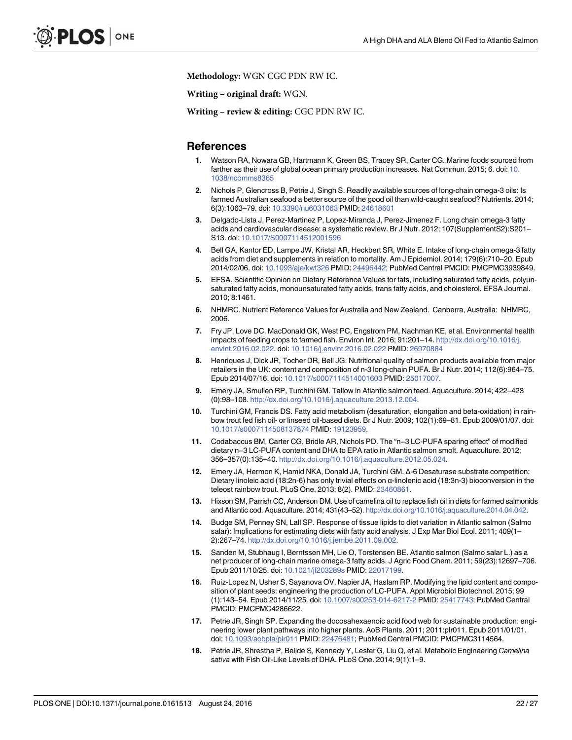**Methodology:** WGN CGC PDN RW IC.

**Writing – original draft:** WGN.

**Writing – review & editing:** CGC PDN RW IC.

## References

1. Watson RA, Nowara GB, Hartmann K, Green BS, Tracey SR, Carter CG. Marine foods sourced from farther as their use of global ocean primary production increases. Nat Commun. 2015; 6. doi: 10.1038/ncomms8365
2. Nichols P, Glencross B, Petrie J, Singh S. Readily available sources of long-chain omega-3 oils: Is farmed Australian seafood a better source of the good oil than wild-caught seafood? Nutrients. 2014; 6(3):1063–79. doi: 10.3390/nu6031063 PMID: 24618601
3. Delgado-Lista J, Perez-Martinez P, Lopez-Miranda J, Perez-Jimenez F. Long chain omega-3 fatty acids and cardiovascular disease: a systematic review. Br J Nutr. 2012; 107(SupplementS2):S201–S13. doi: 10.1017/S0007114512001596
4. Bell GA, Kantor ED, Lampe JW, Kristal AR, Heckbert SR, White E. Intake of long-chain omega-3 fatty acids from diet and supplements in relation to mortality. Am J Epidemiol. 2014; 179(6):710–20. Epub 2014/02/06. doi: 10.1093/aje/kwt326 PMID: 24496442; PubMed Central PMCID: PMCPMC3939849.
5. EFSA. Scientific Opinion on Dietary Reference Values for fats, including saturated fatty acids, polyunsaturated fatty acids, monounsaturated fatty acids, trans fatty acids, and cholesterol. EFSA Journal. 2010; 8:1461.
6. NHMRC. Nutrient Reference Values for Australia and New Zealand. Canberra, Australia: NHMRC, 2006.
7. Fry JP, Love DC, MacDonald GK, West PC, Engstrom PM, Nachman KE, et al. Environmental health impacts of feeding crops to farmed fish. Environ Int. 2016; 91:201–14. http://dx.doi.org/10.1016/j.envint.2016.02.022. doi: 10.1016/j.envint.2016.02.022 PMID: 26970884
8. Henriques J, Dick JR, Tocher DR, Bell JG. Nutritional quality of salmon products available from major retailers in the UK: content and composition of n-3 long-chain PUFA. Br J Nutr. 2014; 112(6):964–75. Epub 2014/07/16. doi: 10.1017/s0007114514001603 PMID: 25017007.
9. Emery JA, Smullen RP, Turchini GM. Tallow in Atlantic salmon feed. Aquaculture. 2014; 422–423 (0):98–108. http://dx.doi.org/10.1016/j.aquaculture.2013.12.004.
10. Turchini GM, Francis DS. Fatty acid metabolism (desaturation, elongation and beta-oxidation) in rainbow trout fed fish oil- or linseed oil-based diets. Br J Nutr. 2009; 102(1):69–81. Epub 2009/01/07. doi: 10.1017/s0007114508137874 PMID: 19123959.
11. Codabaccus BM, Carter CG, Bridle AR, Nichols PD. The "n−3 LC-PUFA sparing effect" of modified dietary n−3 LC-PUFA content and DHA to EPA ratio in Atlantic salmon smolt. Aquaculture. 2012; 356–357(0):135–40. http://dx.doi.org/10.1016/j.aquaculture.2012.05.024.
12. Emery JA, Hermon K, Hamid NKA, Donald JA, Turchini GM. Δ-6 Desaturase substrate competition: Dietary linoleic acid (18:2n-6) has only trivial effects on α-linolenic acid (18:3n-3) bioconversion in the teleost rainbow trout. PLoS One. 2013; 8(2). PMID: 23460861.
13. Hixson SM, Parrish CC, Anderson DM. Use of camelina oil to replace fish oil in diets for farmed salmonids and Atlantic cod. Aquaculture. 2014; 431(43–52). http://dx.doi.org/10.1016/j.aquaculture.2014.04.042.
14. Budge SM, Penney SN, Lall SP. Response of tissue lipids to diet variation in Atlantic salmon (Salmo salar): Implications for estimating diets with fatty acid analysis. J Exp Mar Biol Ecol. 2011; 409(1–2):267–74. http://dx.doi.org/10.1016/j.jembe.2011.09.002.
15. Sanden M, Stubhaug I, Berntssen MH, Lie O, Torstensen BE. Atlantic salmon (Salmo salar L.) as a net producer of long-chain marine omega-3 fatty acids. J Agric Food Chem. 2011; 59(23):12697–706. Epub 2011/10/25. doi: 10.1021/jf203289s PMID: 22017199.
16. Ruiz-Lopez N, Usher S, Sayanova OV, Napier JA, Haslam RP. Modifying the lipid content and composition of plant seeds: engineering the production of LC-PUFA. Appl Microbiol Biotechnol. 2015; 99 (1):143–54. Epub 2014/11/25. doi: 10.1007/s00253-014-6217-2 PMID: 25417743; PubMed Central PMCID: PMCPMC4286622.
17. Petrie JR, Singh SP. Expanding the docosahexaenoic acid food web for sustainable production: engineering lower plant pathways into higher plants. AoB Plants. 2011; 2011:plr011. Epub 2011/01/01. doi: 10.1093/aobpla/plr011 PMID: 22476481; PubMed Central PMCID: PMCPMC3114564.
18. Petrie JR, Shrestha P, Belide S, Kennedy Y, Lester G, Liu Q, et al. Metabolic Engineering *Camelina sativa* with Fish Oil-Like Levels of DHA. PLoS One. 2014; 9(1):1–9.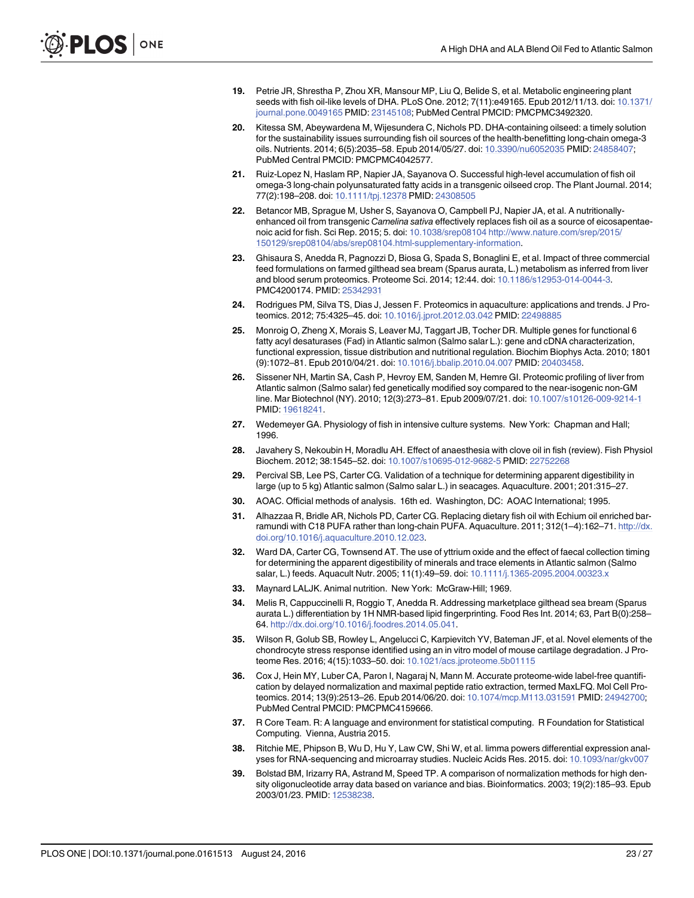19. Petrie JR, Shrestha P, Zhou XR, Mansour MP, Liu Q, Belide S, et al. Metabolic engineering plant seeds with fish oil-like levels of DHA. PLoS One. 2012; 7(11):e49165. Epub 2012/11/13. doi: 10.1371/journal.pone.0049165 PMID: 23145108; PubMed Central PMCID: PMCPMC3492320.

20. Kitessa SM, Abeywardena M, Wijesundera C, Nichols PD. DHA-containing oilseed: a timely solution for the sustainability issues surrounding fish oil sources of the health-benefitting long-chain omega-3 oils. Nutrients. 2014; 6(5):2035–58. Epub 2014/05/27. doi: 10.3390/nu6052035 PMID: 24858407; PubMed Central PMCID: PMCPMC4042577.

21. Ruiz-Lopez N, Haslam RP, Napier JA, Sayanova O. Successful high-level accumulation of fish oil omega-3 long-chain polyunsaturated fatty acids in a transgenic oilseed crop. The Plant Journal. 2014; 77(2):198–208. doi: 10.1111/tpj.12378 PMID: 24308505

22. Betancor MB, Sprague M, Usher S, Sayanova O, Campbell PJ, Napier JA, et al. A nutritionally-enhanced oil from transgenic *Camelina sativa* effectively replaces fish oil as a source of eicosapentaenoic acid for fish. Sci Rep. 2015; 5. doi: 10.1038/srep08104 http://www.nature.com/srep/2015/150129/srep08104/abs/srep08104.html-supplementary-information.

23. Ghisaura S, Anedda R, Pagnozzi D, Biosa G, Spada S, Bonaglini E, et al. Impact of three commercial feed formulations on farmed gilthead sea bream (Sparus aurata, L.) metabolism as inferred from liver and blood serum proteomics. Proteome Sci. 2014; 12:44. doi: 10.1186/s12953-014-0044-3. PMC4200174. PMID: 25342931

24. Rodrigues PM, Silva TS, Dias J, Jessen F. Proteomics in aquaculture: applications and trends. J Proteomics. 2012; 75:4325–45. doi: 10.1016/j.jprot.2012.03.042 PMID: 22498885

25. Monroig O, Zheng X, Morais S, Leaver MJ, Taggart JB, Tocher DR. Multiple genes for functional 6 fatty acyl desaturases (Fad) in Atlantic salmon (Salmo salar L.): gene and cDNA characterization, functional expression, tissue distribution and nutritional regulation. Biochim Biophys Acta. 2010; 1801 (9):1072–81. Epub 2010/04/21. doi: 10.1016/j.bbalip.2010.04.007 PMID: 20403458.

26. Sissener NH, Martin SA, Cash P, Hevroy EM, Sanden M, Hemre GI. Proteomic profiling of liver from Atlantic salmon (Salmo salar) fed genetically modified soy compared to the near-isogenic non-GM line. Mar Biotechnol (NY). 2010; 12(3):273–81. Epub 2009/07/21. doi: 10.1007/s10126-009-9214-1 PMID: 19618241.

27. Wedemeyer GA. Physiology of fish in intensive culture systems. New York: Chapman and Hall; 1996.

28. Javahery S, Nekoubin H, Moradlu AH. Effect of anaesthesia with clove oil in fish (review). Fish Physiol Biochem. 2012; 38:1545–52. doi: 10.1007/s10695-012-9682-5 PMID: 22752268

29. Percival SB, Lee PS, Carter CG. Validation of a technique for determining apparent digestibility in large (up to 5 kg) Atlantic salmon (Salmo salar L.) in seacages. Aquaculture. 2001; 201:315–27.

30. AOAC. Official methods of analysis. 16th ed. Washington, DC: AOAC International; 1995.

31. Alhazzaa R, Bridle AR, Nichols PD, Carter CG. Replacing dietary fish oil with Echium oil enriched barramundi with C18 PUFA rather than long-chain PUFA. Aquaculture. 2011; 312(1–4):162–71. http://dx.doi.org/10.1016/j.aquaculture.2010.12.023.

32. Ward DA, Carter CG, Townsend AT. The use of yttrium oxide and the effect of faecal collection timing for determining the apparent digestibility of minerals and trace elements in Atlantic salmon (Salmo salar, L.) feeds. Aquacult Nutr. 2005; 11(1):49–59. doi: 10.1111/j.1365-2095.2004.00323.x

33. Maynard LALJK. Animal nutrition. New York: McGraw-Hill; 1969.

34. Melis R, Cappuccinelli R, Roggio T, Anedda R. Addressing marketplace gilthead sea bream (Sparus aurata L.) differentiation by 1H NMR-based lipid fingerprinting. Food Res Int. 2014; 63, Part B(0):258–64. http://dx.doi.org/10.1016/j.foodres.2014.05.041.

35. Wilson R, Golub SB, Rowley L, Angelucci C, Karpievitch YV, Bateman JF, et al. Novel elements of the chondrocyte stress response identified using an in vitro model of mouse cartilage degradation. J Proteome Res. 2016; 4(15):1033–50. doi: 10.1021/acs.jproteome.5b01115

36. Cox J, Hein MY, Luber CA, Paron I, Nagaraj N, Mann M. Accurate proteome-wide label-free quantification by delayed normalization and maximal peptide ratio extraction, termed MaxLFQ. Mol Cell Proteomics. 2014; 13(9):2513–26. Epub 2014/06/20. doi: 10.1074/mcp.M113.031591 PMID: 24942700; PubMed Central PMCID: PMCPMC4159666.

37. R Core Team. R: A language and environment for statistical computing. R Foundation for Statistical Computing. Vienna, Austria 2015.

38. Ritchie ME, Phipson B, Wu D, Hu Y, Law CW, Shi W, et al. limma powers differential expression analyses for RNA-sequencing and microarray studies. Nucleic Acids Res. 2015. doi: 10.1093/nar/gkv007

39. Bolstad BM, Irizarry RA, Astrand M, Speed TP. A comparison of normalization methods for high density oligonucleotide array data based on variance and bias. Bioinformatics. 2003; 19(2):185–93. Epub 2003/01/23. PMID: 12538238.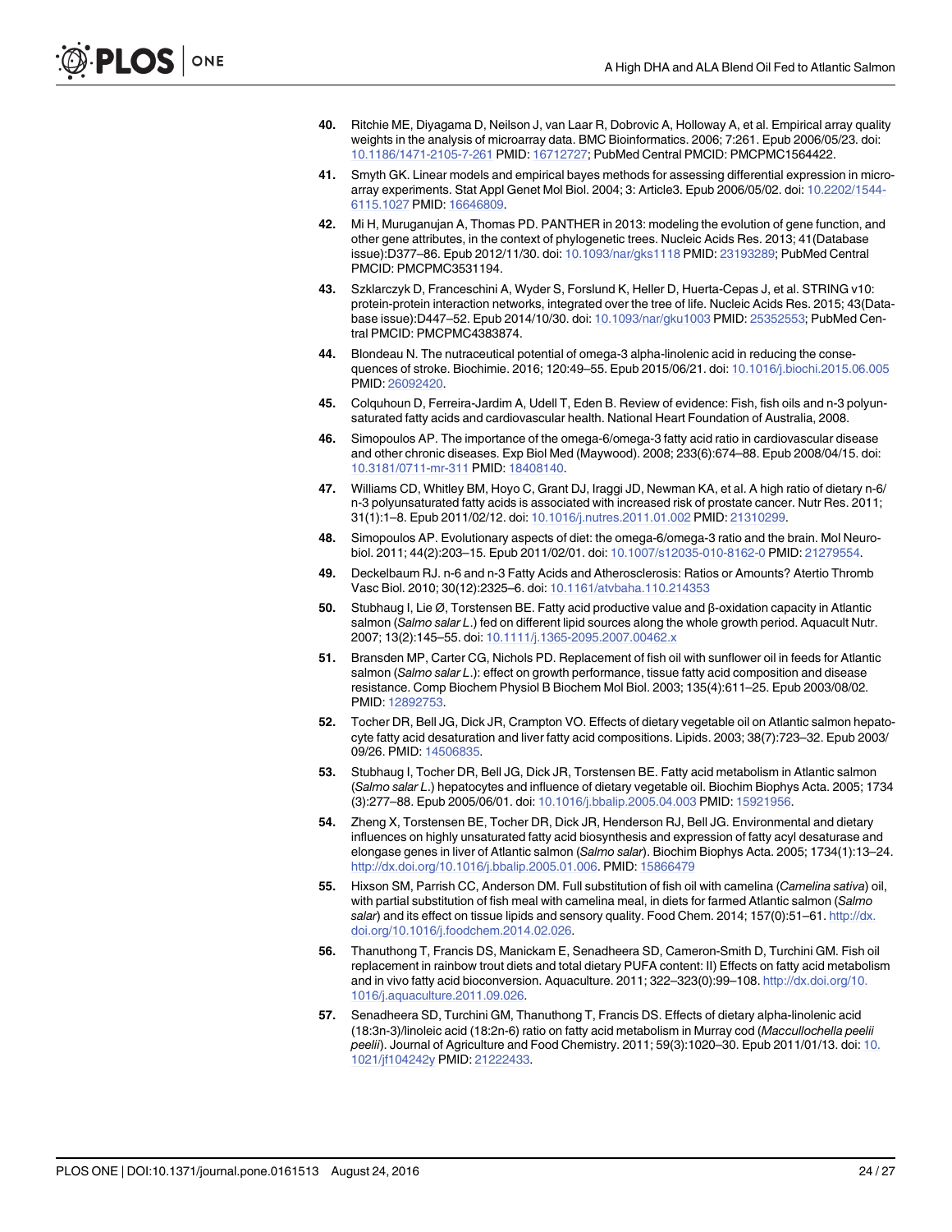40. Ritchie ME, Diyagama D, Neilson J, van Laar R, Dobrovic A, Holloway A, et al. Empirical array quality weights in the analysis of microarray data. BMC Bioinformatics. 2006; 7:261. Epub 2006/05/23. doi: 10.1186/1471-2105-7-261 PMID: 16712727; PubMed Central PMCID: PMCPMC1564422.

41. Smyth GK. Linear models and empirical bayes methods for assessing differential expression in microarray experiments. Stat Appl Genet Mol Biol. 2004; 3: Article3. Epub 2006/05/02. doi: 10.2202/1544-6115.1027 PMID: 16646809.

42. Mi H, Muruganujan A, Thomas PD. PANTHER in 2013: modeling the evolution of gene function, and other gene attributes, in the context of phylogenetic trees. Nucleic Acids Res. 2013; 41(Database issue):D377–86. Epub 2012/11/30. doi: 10.1093/nar/gks1118 PMID: 23193289; PubMed Central PMCID: PMCPMC3531194.

43. Szklarczyk D, Franceschini A, Wyder S, Forslund K, Heller D, Huerta-Cepas J, et al. STRING v10: protein-protein interaction networks, integrated over the tree of life. Nucleic Acids Res. 2015; 43(Database issue):D447–52. Epub 2014/10/30. doi: 10.1093/nar/gku1003 PMID: 25352553; PubMed Central PMCID: PMCPMC4383874.

44. Blondeau N. The nutraceutical potential of omega-3 alpha-linolenic acid in reducing the consequences of stroke. Biochimie. 2016; 120:49–55. Epub 2015/06/21. doi: 10.1016/j.biochi.2015.06.005 PMID: 26092420.

45. Colquhoun D, Ferreira-Jardim A, Udell T, Eden B. Review of evidence: Fish, fish oils and n-3 polyunsaturated fatty acids and cardiovascular health. National Heart Foundation of Australia, 2008.

46. Simopoulos AP. The importance of the omega-6/omega-3 fatty acid ratio in cardiovascular disease and other chronic diseases. Exp Biol Med (Maywood). 2008; 233(6):674–88. Epub 2008/04/15. doi: 10.3181/0711-mr-311 PMID: 18408140.

47. Williams CD, Whitley BM, Hoyo C, Grant DJ, Iraggi JD, Newman KA, et al. A high ratio of dietary n-6/n-3 polyunsaturated fatty acids is associated with increased risk of prostate cancer. Nutr Res. 2011; 31(1):1–8. Epub 2011/02/12. doi: 10.1016/j.nutres.2011.01.002 PMID: 21310299.

48. Simopoulos AP. Evolutionary aspects of diet: the omega-6/omega-3 ratio and the brain. Mol Neurobiol. 2011; 44(2):203–15. Epub 2011/02/01. doi: 10.1007/s12035-010-8162-0 PMID: 21279554.

49. Deckelbaum RJ. n-6 and n-3 Fatty Acids and Atherosclerosis: Ratios or Amounts? Atertio Thromb Vasc Biol. 2010; 30(12):2325–6. doi: 10.1161/atvbaha.110.214353

50. Stubhaug I, Lie Ø, Torstensen BE. Fatty acid productive value and β-oxidation capacity in Atlantic salmon (*Salmo salar L.*) fed on different lipid sources along the whole growth period. Aquacult Nutr. 2007; 13(2):145–55. doi: 10.1111/j.1365-2095.2007.00462.x

51. Bransden MP, Carter CG, Nichols PD. Replacement of fish oil with sunflower oil in feeds for Atlantic salmon (*Salmo salar L.*): effect on growth performance, tissue fatty acid composition and disease resistance. Comp Biochem Physiol B Biochem Mol Biol. 2003; 135(4):611–25. Epub 2003/08/02. PMID: 12892753.

52. Tocher DR, Bell JG, Dick JR, Crampton VO. Effects of dietary vegetable oil on Atlantic salmon hepatocyte fatty acid desaturation and liver fatty acid compositions. Lipids. 2003; 38(7):723–32. Epub 2003/09/26. PMID: 14506835.

53. Stubhaug I, Tocher DR, Bell JG, Dick JR, Torstensen BE. Fatty acid metabolism in Atlantic salmon (*Salmo salar L.*) hepatocytes and influence of dietary vegetable oil. Biochim Biophys Acta. 2005; 1734(3):277–88. Epub 2005/06/01. doi: 10.1016/j.bbalip.2005.04.003 PMID: 15921956.

54. Zheng X, Torstensen BE, Tocher DR, Dick JR, Henderson RJ, Bell JG. Environmental and dietary influences on highly unsaturated fatty acid biosynthesis and expression of fatty acyl desaturase and elongase genes in liver of Atlantic salmon (*Salmo salar*). Biochim Biophys Acta. 2005; 1734(1):13–24. http://dx.doi.org/10.1016/j.bbalip.2005.01.006. PMID: 15866479

55. Hixson SM, Parrish CC, Anderson DM. Full substitution of fish oil with camelina (*Camelina sativa*) oil, with partial substitution of fish meal with camelina meal, in diets for farmed Atlantic salmon (*Salmo salar*) and its effect on tissue lipids and sensory quality. Food Chem. 2014; 157(0):51–61. http://dx.doi.org/10.1016/j.foodchem.2014.02.026.

56. Thanuthong T, Francis DS, Manickam E, Senadheera SD, Cameron-Smith D, Turchini GM. Fish oil replacement in rainbow trout diets and total dietary PUFA content: II) Effects on fatty acid metabolism and in vivo fatty acid bioconversion. Aquaculture. 2011; 322–323(0):99–108. http://dx.doi.org/10.1016/j.aquaculture.2011.09.026.

57. Senadheera SD, Turchini GM, Thanuthong T, Francis DS. Effects of dietary alpha-linolenic acid (18:3n-3)/linoleic acid (18:2n-6) ratio on fatty acid metabolism in Murray cod (*Maccullochella peelii peelii*). Journal of Agriculture and Food Chemistry. 2011; 59(3):1020–30. Epub 2011/01/13. doi: 10.1021/jf104242y PMID: 21222433.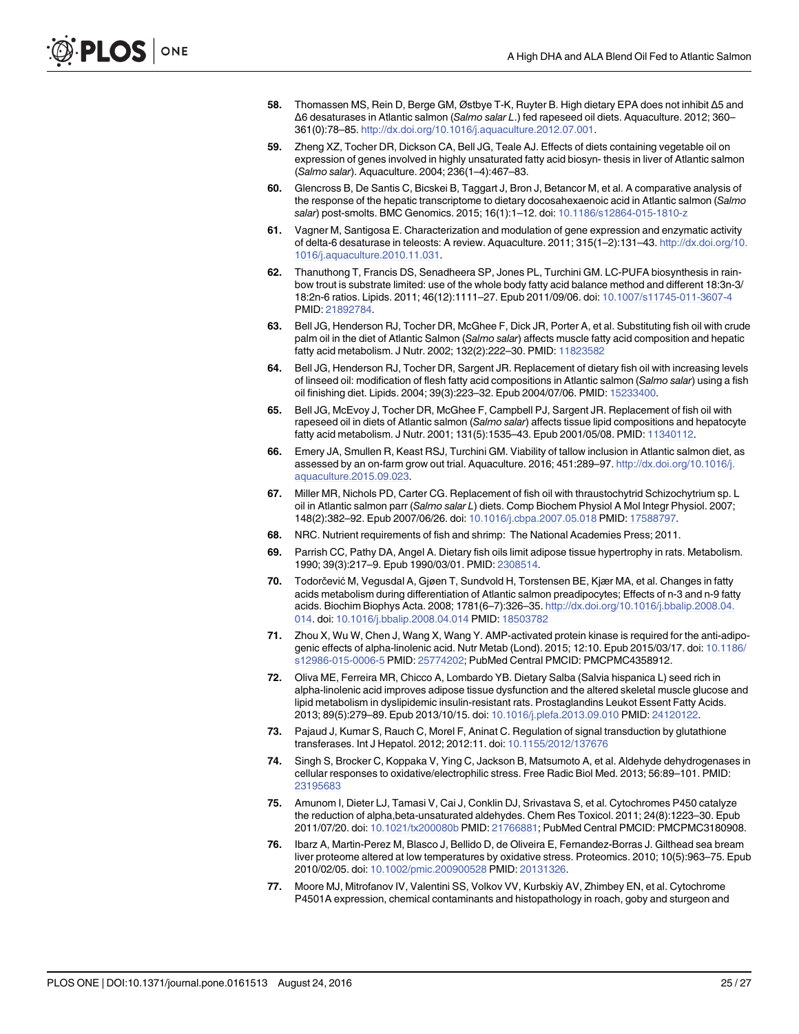58. Thomassen MS, Rein D, Berge GM, Østbye T-K, Ruyter B. High dietary EPA does not inhibit Δ5 and Δ6 desaturases in Atlantic salmon (*Salmo salar L.*) fed rapeseed oil diets. Aquaculture. 2012; 360–361(0):78–85. http://dx.doi.org/10.1016/j.aquaculture.2012.07.001.

59. Zheng XZ, Tocher DR, Dickson CA, Bell JG, Teale AJ. Effects of diets containing vegetable oil on expression of genes involved in highly unsaturated fatty acid biosyn- thesis in liver of Atlantic salmon (*Salmo salar*). Aquaculture. 2004; 236(1–4):467–83.

60. Glencross B, De Santis C, Bicskei B, Taggart J, Bron J, Betancor M, et al. A comparative analysis of the response of the hepatic transcriptome to dietary docosahexaenoic acid in Atlantic salmon (*Salmo salar*) post-smolts. BMC Genomics. 2015; 16(1):1–12. doi: 10.1186/s12864-015-1810-z

61. Vagner M, Santigosa E. Characterization and modulation of gene expression and enzymatic activity of delta-6 desaturase in teleosts: A review. Aquaculture. 2011; 315(1–2):131–43. http://dx.doi.org/10.1016/j.aquaculture.2010.11.031.

62. Thanuthong T, Francis DS, Senadheera SP, Jones PL, Turchini GM. LC-PUFA biosynthesis in rainbow trout is substrate limited: use of the whole body fatty acid balance method and different 18:3n-3/18:2n-6 ratios. Lipids. 2011; 46(12):1111–27. Epub 2011/09/06. doi: 10.1007/s11745-011-3607-4 PMID: 21892784.

63. Bell JG, Henderson RJ, Tocher DR, McGhee F, Dick JR, Porter A, et al. Substituting fish oil with crude palm oil in the diet of Atlantic Salmon (*Salmo salar*) affects muscle fatty acid composition and hepatic fatty acid metabolism. J Nutr. 2002; 132(2):222–30. PMID: 11823582

64. Bell JG, Henderson RJ, Tocher DR, Sargent JR. Replacement of dietary fish oil with increasing levels of linseed oil: modification of flesh fatty acid compositions in Atlantic salmon (*Salmo salar*) using a fish oil finishing diet. Lipids. 2004; 39(3):223–32. Epub 2004/07/06. PMID: 15233400.

65. Bell JG, McEvoy J, Tocher DR, McGhee F, Campbell PJ, Sargent JR. Replacement of fish oil with rapeseed oil in diets of Atlantic salmon (*Salmo salar*) affects tissue lipid compositions and hepatocyte fatty acid metabolism. J Nutr. 2001; 131(5):1535–43. Epub 2001/05/08. PMID: 11340112.

66. Emery JA, Smullen R, Keast RSJ, Turchini GM. Viability of tallow inclusion in Atlantic salmon diet, as assessed by an on-farm grow out trial. Aquaculture. 2016; 451:289–97. http://dx.doi.org/10.1016/j.aquaculture.2015.09.023.

67. Miller MR, Nichols PD, Carter CG. Replacement of fish oil with thraustochytrid Schizochytrium sp. L oil in Atlantic salmon parr (*Salmo salar L*) diets. Comp Biochem Physiol A Mol Integr Physiol. 2007; 148(2):382–92. Epub 2007/06/26. doi: 10.1016/j.cbpa.2007.05.018 PMID: 17588797.

68. NRC. Nutrient requirements of fish and shrimp: The National Academies Press; 2011.

69. Parrish CC, Pathy DA, Angel A. Dietary fish oils limit adipose tissue hypertrophy in rats. Metabolism. 1990; 39(3):217–9. Epub 1990/03/01. PMID: 2308514.

70. Todorčević M, Vegusdal A, Gjøen T, Sundvold H, Torstensen BE, Kjær MA, et al. Changes in fatty acids metabolism during differentiation of Atlantic salmon preadipocytes; Effects of n-3 and n-9 fatty acids. Biochim Biophys Acta. 2008; 1781(6–7):326–35. http://dx.doi.org/10.1016/j.bbalip.2008.04.014. doi: 10.1016/j.bbalip.2008.04.014 PMID: 18503782

71. Zhou X, Wu W, Chen J, Wang X, Wang Y. AMP-activated protein kinase is required for the anti-adipogenic effects of alpha-linolenic acid. Nutr Metab (Lond). 2015; 12:10. Epub 2015/03/17. doi: 10.1186/s12986-015-0006-5 PMID: 25774202; PubMed Central PMCID: PMCPMC4358912.

72. Oliva ME, Ferreira MR, Chicco A, Lombardo YB. Dietary Salba (Salvia hispanica L) seed rich in alpha-linolenic acid improves adipose tissue dysfunction and the altered skeletal muscle glucose and lipid metabolism in dyslipidemic insulin-resistant rats. Prostaglandins Leukot Essent Fatty Acids. 2013; 89(5):279–89. Epub 2013/10/15. doi: 10.1016/j.plefa.2013.09.010 PMID: 24120122.

73. Pajaud J, Kumar S, Rauch C, Morel F, Aninat C. Regulation of signal transduction by glutathione transferases. Int J Hepatol. 2012; 2012:11. doi: 10.1155/2012/137676

74. Singh S, Brocker C, Koppaka V, Ying C, Jackson B, Matsumoto A, et al. Aldehyde dehydrogenases in cellular responses to oxidative/electrophilic stress. Free Radic Biol Med. 2013; 56:89–101. PMID: 23195683

75. Amunom I, Dieter LJ, Tamasi V, Cai J, Conklin DJ, Srivastava S, et al. Cytochromes P450 catalyze the reduction of alpha,beta-unsaturated aldehydes. Chem Res Toxicol. 2011; 24(8):1223–30. Epub 2011/07/20. doi: 10.1021/tx200080b PMID: 21766881; PubMed Central PMCID: PMCPMC3180908.

76. Ibarz A, Martin-Perez M, Blasco J, Bellido D, de Oliveira E, Fernandez-Borras J. Gilthead sea bream liver proteome altered at low temperatures by oxidative stress. Proteomics. 2010; 10(5):963–75. Epub 2010/02/05. doi: 10.1002/pmic.200900528 PMID: 20131326.

77. Moore MJ, Mitrofanov IV, Valentini SS, Volkov VV, Kurbskiy AV, Zhimbey EN, et al. Cytochrome P4501A expression, chemical contaminants and histopathology in roach, goby and sturgeon and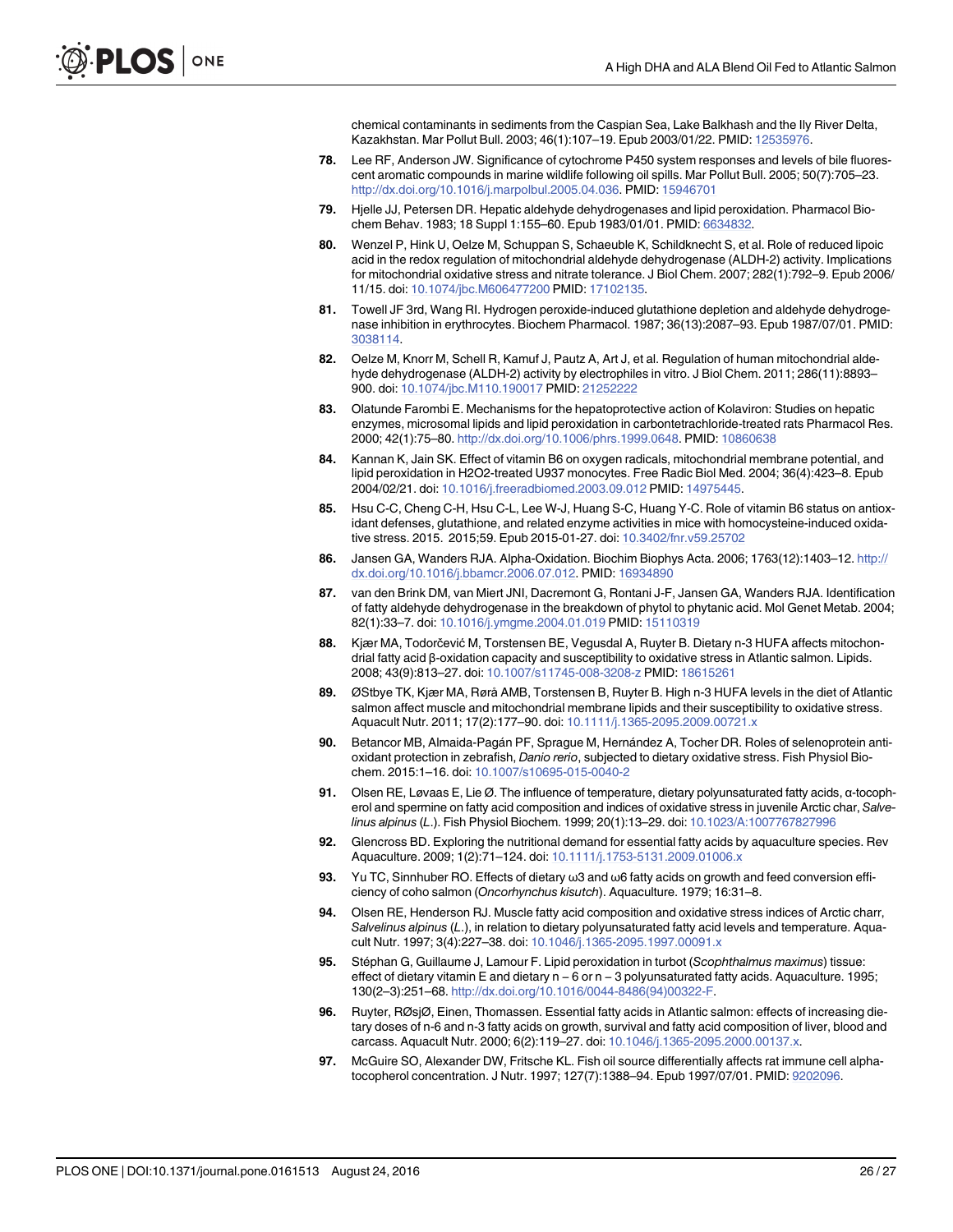chemical contaminants in sediments from the Caspian Sea, Lake Balkhash and the Ily River Delta, Kazakhstan. Mar Pollut Bull. 2003; 46(1):107–19. Epub 2003/01/22. PMID: 12535976.

78. Lee RF, Anderson JW. Significance of cytochrome P450 system responses and levels of bile fluorescent aromatic compounds in marine wildlife following oil spills. Mar Pollut Bull. 2005; 50(7):705–23. http://dx.doi.org/10.1016/j.marpolbul.2005.04.036. PMID: 15946701

79. Hjelle JJ, Petersen DR. Hepatic aldehyde dehydrogenases and lipid peroxidation. Pharmacol Biochem Behav. 1983; 18 Suppl 1:155–60. Epub 1983/01/01. PMID: 6634832.

80. Wenzel P, Hink U, Oelze M, Schuppan S, Schaeuble K, Schildknecht S, et al. Role of reduced lipoic acid in the redox regulation of mitochondrial aldehyde dehydrogenase (ALDH-2) activity. Implications for mitochondrial oxidative stress and nitrate tolerance. J Biol Chem. 2007; 282(1):792–9. Epub 2006/11/15. doi: 10.1074/jbc.M606477200 PMID: 17102135.

81. Towell JF 3rd, Wang RI. Hydrogen peroxide-induced glutathione depletion and aldehyde dehydrogenase inhibition in erythrocytes. Biochem Pharmacol. 1987; 36(13):2087–93. Epub 1987/07/01. PMID: 3038114.

82. Oelze M, Knorr M, Schell R, Kamuf J, Pautz A, Art J, et al. Regulation of human mitochondrial aldehyde dehydrogenase (ALDH-2) activity by electrophiles in vitro. J Biol Chem. 2011; 286(11):8893–900. doi: 10.1074/jbc.M110.190017 PMID: 21252222

83. Olatunde Farombi E. Mechanisms for the hepatoprotective action of Kolaviron: Studies on hepatic enzymes, microsomal lipids and lipid peroxidation in carbontetrachloride-treated rats Pharmacol Res. 2000; 42(1):75–80. http://dx.doi.org/10.1006/phrs.1999.0648. PMID: 10860638

84. Kannan K, Jain SK. Effect of vitamin B6 on oxygen radicals, mitochondrial membrane potential, and lipid peroxidation in H2O2-treated U937 monocytes. Free Radic Biol Med. 2004; 36(4):423–8. Epub 2004/02/21. doi: 10.1016/j.freeradbiomed.2003.09.012 PMID: 14975445.

85. Hsu C-C, Cheng C-H, Hsu C-L, Lee W-J, Huang S-C, Huang Y-C. Role of vitamin B6 status on antioxidant defenses, glutathione, and related enzyme activities in mice with homocysteine-induced oxidative stress. 2015. 2015;59. Epub 2015-01-27. doi: 10.3402/fnr.v59.25702

86. Jansen GA, Wanders RJA. Alpha-Oxidation. Biochim Biophys Acta. 2006; 1763(12):1403–12. http://dx.doi.org/10.1016/j.bbamcr.2006.07.012. PMID: 16934890

87. van den Brink DM, van Miert JNI, Dacremont G, Rontani J-F, Jansen GA, Wanders RJA. Identification of fatty aldehyde dehydrogenase in the breakdown of phytol to phytanic acid. Mol Genet Metab. 2004; 82(1):33–7. doi: 10.1016/j.ymgme.2004.01.019 PMID: 15110319

88. Kjær MA, Todorčević M, Torstensen BE, Vegusdal A, Ruyter B. Dietary n-3 HUFA affects mitochondrial fatty acid β-oxidation capacity and susceptibility to oxidative stress in Atlantic salmon. Lipids. 2008; 43(9):813–27. doi: 10.1007/s11745-008-3208-z PMID: 18615261

89. ØStbye TK, Kjær MA, Rørå AMB, Torstensen B, Ruyter B. High n-3 HUFA levels in the diet of Atlantic salmon affect muscle and mitochondrial membrane lipids and their susceptibility to oxidative stress. Aquacult Nutr. 2011; 17(2):177–90. doi: 10.1111/j.1365-2095.2009.00721.x

90. Betancor MB, Almaida-Pagán PF, Sprague M, Hernández A, Tocher DR. Roles of selenoprotein antioxidant protection in zebrafish, *Danio rerio*, subjected to dietary oxidative stress. Fish Physiol Biochem. 2015:1–16. doi: 10.1007/s10695-015-0040-2

91. Olsen RE, Løvaas E, Lie Ø. The influence of temperature, dietary polyunsaturated fatty acids, α-tocopherol and spermine on fatty acid composition and indices of oxidative stress in juvenile Arctic char, *Salvelinus alpinus* (*L.*). Fish Physiol Biochem. 1999; 20(1):13–29. doi: 10.1023/A:1007767827996

92. Glencross BD. Exploring the nutritional demand for essential fatty acids by aquaculture species. Rev Aquaculture. 2009; 1(2):71–124. doi: 10.1111/j.1753-5131.2009.01006.x

93. Yu TC, Sinnhuber RO. Effects of dietary ω3 and ω6 fatty acids on growth and feed conversion efficiency of coho salmon (*Oncorhynchus kisutch*). Aquaculture. 1979; 16:31–8.

94. Olsen RE, Henderson RJ. Muscle fatty acid composition and oxidative stress indices of Arctic charr, *Salvelinus alpinus* (*L.*), in relation to dietary polyunsaturated fatty acid levels and temperature. Aquacult Nutr. 1997; 3(4):227–38. doi: 10.1046/j.1365-2095.1997.00091.x

95. Stéphan G, Guillaume J, Lamour F. Lipid peroxidation in turbot (*Scophthalmus maximus*) tissue: effect of dietary vitamin E and dietary n – 6 or n – 3 polyunsaturated fatty acids. Aquaculture. 1995; 130(2–3):251–68. http://dx.doi.org/10.1016/0044-8486(94)00322-F.

96. Ruyter, RØsjØ, Einen, Thomassen. Essential fatty acids in Atlantic salmon: effects of increasing dietary doses of n-6 and n-3 fatty acids on growth, survival and fatty acid composition of liver, blood and carcass. Aquacult Nutr. 2000; 6(2):119–27. doi: 10.1046/j.1365-2095.2000.00137.x.

97. McGuire SO, Alexander DW, Fritsche KL. Fish oil source differentially affects rat immune cell alpha-tocopherol concentration. J Nutr. 1997; 127(7):1388–94. Epub 1997/07/01. PMID: 9202096.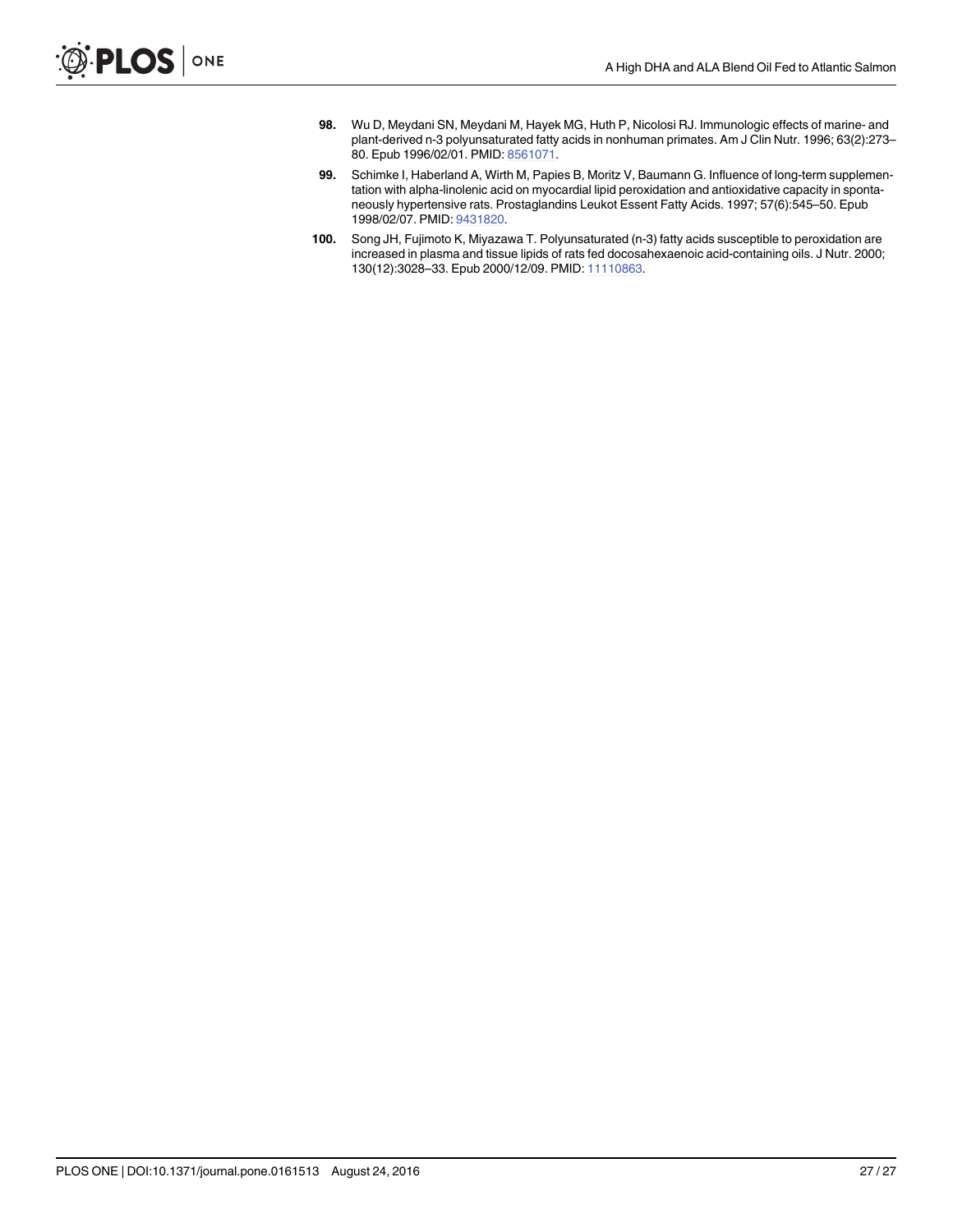98. Wu D, Meydani SN, Meydani M, Hayek MG, Huth P, Nicolosi RJ. Immunologic effects of marine- and plant-derived n-3 polyunsaturated fatty acids in nonhuman primates. Am J Clin Nutr. 1996; 63(2):273–80. Epub 1996/02/01. PMID: 8561071.

99. Schimke I, Haberland A, Wirth M, Papies B, Moritz V, Baumann G. Influence of long-term supplementation with alpha-linolenic acid on myocardial lipid peroxidation and antioxidative capacity in spontaneously hypertensive rats. Prostaglandins Leukot Essent Fatty Acids. 1997; 57(6):545–50. Epub 1998/02/07. PMID: 9431820.

100. Song JH, Fujimoto K, Miyazawa T. Polyunsaturated (n-3) fatty acids susceptible to peroxidation are increased in plasma and tissue lipids of rats fed docosahexaenoic acid-containing oils. J Nutr. 2000; 130(12):3028–33. Epub 2000/12/09. PMID: 11110863.